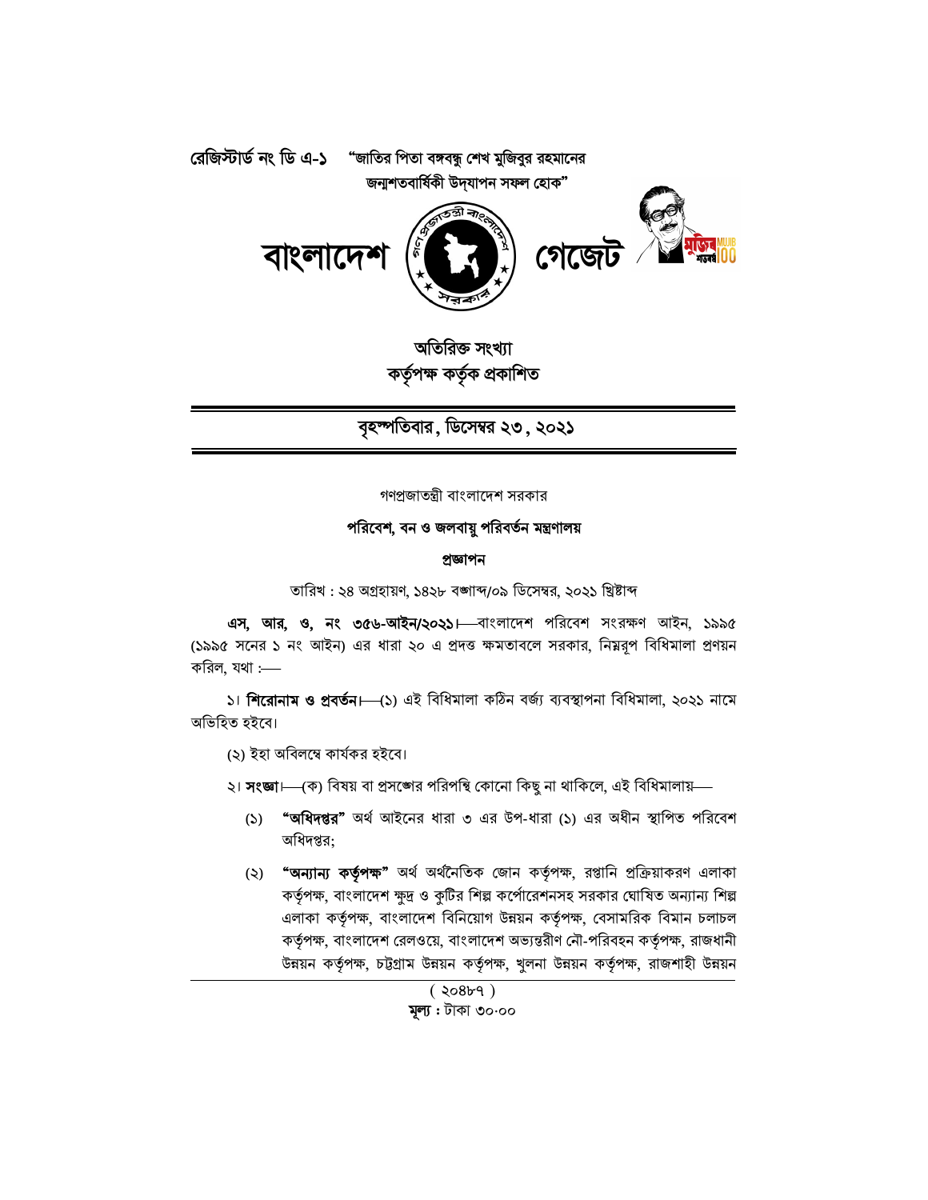রেজিস্টার্ড নং ডি এ-১ "জাতির পিতা বঙ্গবন্ধু শেখ মুজিবুর রহমানের জন্মশতবার্ষিকী উদ্‌যাপন সফল হোক"

# বাংলাদেশ গেজেট

**অতিরিক্ত সংখ্যা**
**কর্তৃপক্ষ কর্তৃক প্রকাশিত**

**বৃহস্পতিবার, ডিসেম্বর ২৩, ২০২১**

গণপ্রজাতন্ত্রী বাংলাদেশ সরকার

**পরিবেশ, বন ও জলবায়ু পরিবর্তন মন্ত্রণালয়**

**প্রজ্ঞাপন**

তারিখ : ২৪ অগ্রহায়ণ, ১৪২৮ বঙ্গাব্দ/০৯ ডিসেম্বর, ২০২১ খ্রিষ্টাব্দ

**এস, আর, ও, নং ৩৫৬-আইন/২০২১।**—বাংলাদেশ পরিবেশ সংরক্ষণ আইন, ১৯৯৫ (১৯৯৫ সনের ১ নং আইন) এর ধারা ২০ এ প্রদত্ত ক্ষমতাবলে সরকার, নিম্নরূপ বিধিমালা প্রণয়ন করিল, যথা :—

১। **শিরোনাম ও প্রবর্তন।**—(১) এই বিধিমালা কঠিন বর্জ্য ব্যবস্থাপনা বিধিমালা, ২০২১ নামে অভিহিত হইবে।

(২) ইহা অবিলম্বে কার্যকর হইবে।

২। **সংজ্ঞা।**—(ক) বিষয় বা প্রসঙ্গের পরিপন্থি কোনো কিছু না থাকিলে, এই বিধিমালায়—

(১) **"অধিদপ্তর"** অর্থ আইনের ধারা ৩ এর উপ-ধারা (১) এর অধীন স্থাপিত পরিবেশ অধিদপ্তর;

(২) **"অন্যান্য কর্তৃপক্ষ"** অর্থ অর্থনৈতিক জোন কর্তৃপক্ষ, রপ্তানি প্রক্রিয়াকরণ এলাকা কর্তৃপক্ষ, বাংলাদেশ ক্ষুদ্র ও কুটির শিল্প কর্পোরেশনসহ সরকার ঘোষিত অন্যান্য শিল্প এলাকা কর্তৃপক্ষ, বাংলাদেশ বিনিয়োগ উন্নয়ন কর্তৃপক্ষ, বেসামরিক বিমান চলাচল কর্তৃপক্ষ, বাংলাদেশ রেলওয়ে, বাংলাদেশ অভ্যন্তরীণ নৌ-পরিবহন কর্তৃপক্ষ, রাজধানী উন্নয়ন কর্তৃপক্ষ, চট্টগ্রাম উন্নয়ন কর্তৃপক্ষ, খুলনা উন্নয়ন কর্তৃপক্ষ, রাজশাহী উন্নয়ন

( ২০৪৮৭ )
**মূল্য :** টাকা ৩০.০০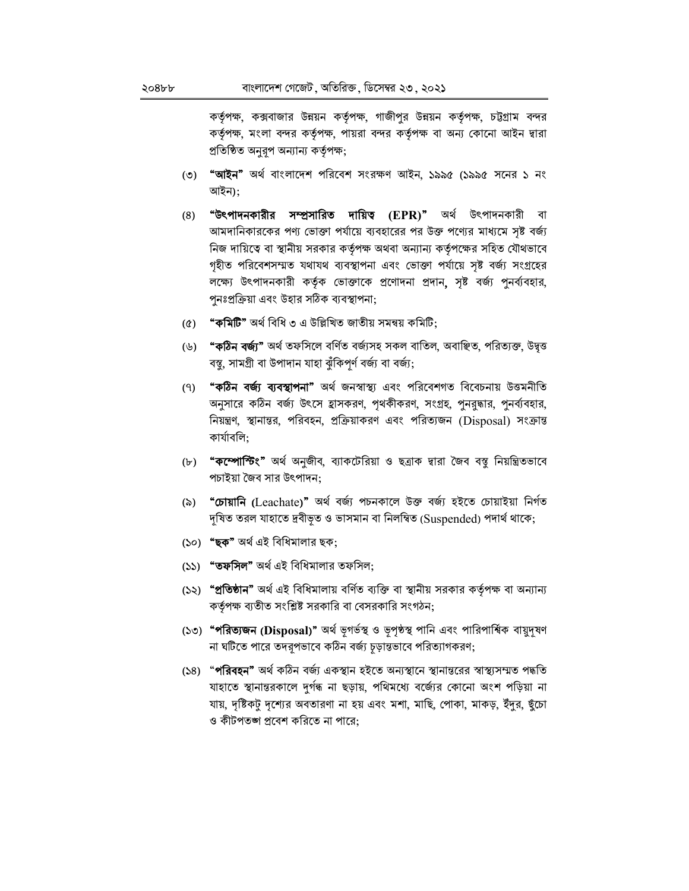কর্তৃপক্ষ, কক্সবাজার উন্নয়ন কর্তৃপক্ষ, গাজীপুর উন্নয়ন কর্তৃপক্ষ, চট্টগ্রাম বন্দর কর্তৃপক্ষ, মংলা বন্দর কর্তৃপক্ষ, পায়রা বন্দর কর্তৃপক্ষ বা অন্য কোনো আইন দ্বারা প্রতিষ্ঠিত অনুরূপ অন্যান্য কর্তৃপক্ষ;

(৩) **"আইন"** অর্থ বাংলাদেশ পরিবেশ সংরক্ষণ আইন, ১৯৯৫ (১৯৯৫ সনের ১ নং আইন);

(৪) **"উৎপাদনকারীর সম্প্রসারিত দায়িত্ব (EPR)"** অর্থ উৎপাদনকারী বা আমদানিকারকের পণ্য ভোক্তা পর্যায়ে ব্যবহারের পর উক্ত পণ্যের মাধ্যমে সৃষ্ট বর্জ্য নিজ দায়িত্বে বা স্থানীয় সরকার কর্তৃপক্ষ অথবা অন্যান্য কর্তৃপক্ষের সহিত যৌথভাবে গৃহীত পরিবেশসম্মত যথাযথ ব্যবস্থাপনা এবং ভোক্তা পর্যায়ে সৃষ্ট বর্জ্য সংগ্রহের লক্ষ্যে উৎপাদনকারী কর্তৃক ভোক্তাকে প্রণোদনা প্রদান, সৃষ্ট বর্জ্য পুনর্ব্যবহার, পুনঃপ্রক্রিয়া এবং উহার সঠিক ব্যবস্থাপনা;

(৫) **"কমিটি"** অর্থ বিধি ৩ এ উল্লিখিত জাতীয় সমন্বয় কমিটি;

(৬) **"কঠিন বর্জ্য"** অর্থ তফসিলে বর্ণিত বর্জ্যসহ সকল বাতিল, অবাঞ্ছিত, পরিত্যক্ত, উদ্বৃত্ত বস্তু, সামগ্রী বা উপাদান যাহা ঝুঁকিপূর্ণ বর্জ্য বা বর্জ্য;

(৭) **"কঠিন বর্জ্য ব্যবস্থাপনা"** অর্থ জনস্বাস্থ্য এবং পরিবেশগত বিবেচনায় উত্তমনীতি অনুসারে কঠিন বর্জ্য উৎসে হ্রাসকরণ, পৃথকীকরণ, সংগ্রহ, পুনরুদ্ধার, পুনর্ব্যবহার, নিয়ন্ত্রণ, স্থানান্তর, পরিবহন, প্রক্রিয়াকরণ এবং পরিত্যজন (Disposal) সংক্রান্ত কার্যাবলি;

(৮) **"কম্পোস্টিং"** অর্থ অনুজীব, ব্যাকটেরিয়া ও ছত্রাক দ্বারা জৈব বস্তু নিয়ন্ত্রিতভাবে পচাইয়া জৈব সার উৎপাদন;

(৯) **"চোয়ানি (**Leachate**)"** অর্থ বর্জ্য পচনকালে উক্ত বর্জ্য হইতে চোয়াইয়া নির্গত দূষিত তরল যাহাতে দ্রবীভূত ও ভাসমান বা নিলম্বিত (Suspended) পদার্থ থাকে;

(১০) **"ছক"** অর্থ এই বিধিমালার ছক;

(১১) **"তফসিল"** অর্থ এই বিধিমালার তফসিল;

(১২) **"প্রতিষ্ঠান"** অর্থ এই বিধিমালায় বর্ণিত ব্যক্তি বা স্থানীয় সরকার কর্তৃপক্ষ বা অন্যান্য কর্তৃপক্ষ ব্যতীত সংশ্লিষ্ট সরকারি বা বেসরকারি সংগঠন;

(১৩) **"পরিত্যজন (Disposal)"** অর্থ ভূগর্ভস্থ ও ভূপৃষ্ঠস্থ পানি এবং পারিপার্শ্বিক বায়ুদূষণ না ঘটিতে পারে তদরূপভাবে কঠিন বর্জ্য চূড়ান্তভাবে পরিত্যাগকরণ;

(১৪) **"পরিবহন"** অর্থ কঠিন বর্জ্য একস্থান হইতে অন্যস্থানে স্থানান্তরের স্বাস্থ্যসম্মত পদ্ধতি যাহাতে স্থানান্তরকালে দুর্গন্ধ না ছড়ায়, পথিমধ্যে বর্জ্যের কোনো অংশ পড়িয়া না যায়, দৃষ্টিকটু দৃশ্যের অবতারণা না হয় এবং মশা, মাছি, পোকা, মাকড়, ইঁদুর, ছুঁচো ও কীটপতঙ্গ প্রবেশ করিতে না পারে;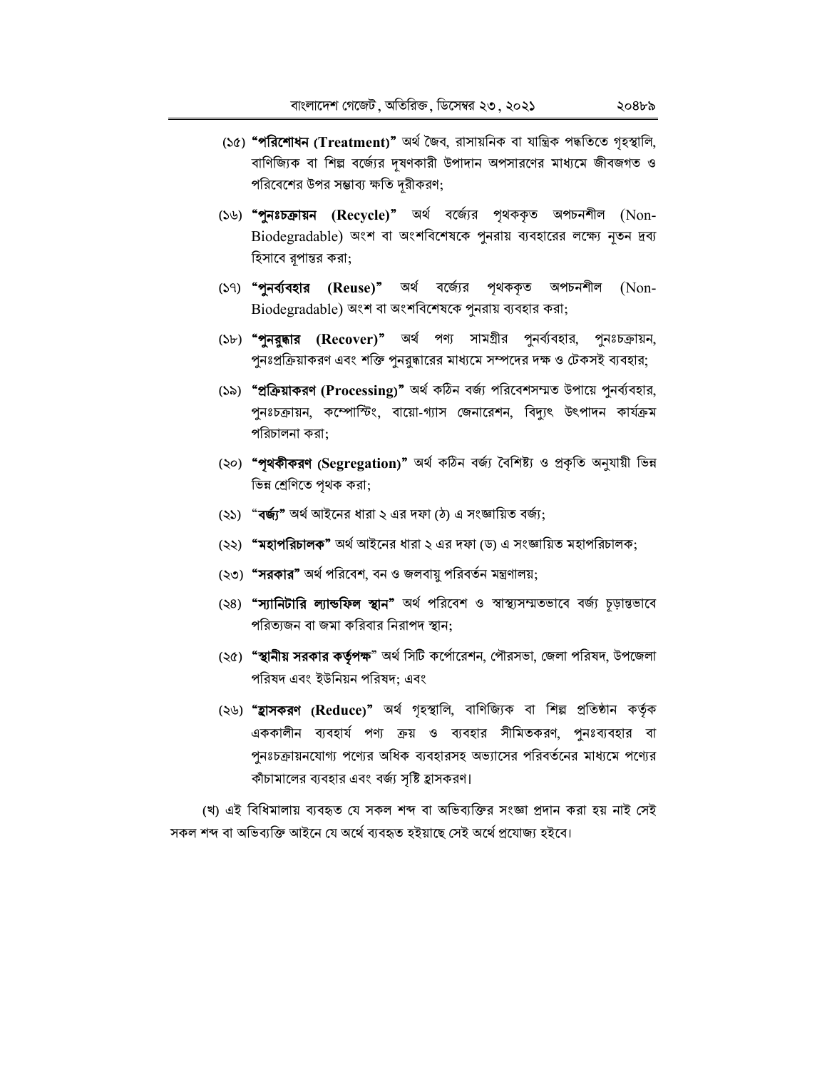(১৫) **"পরিশোধন (Treatment)"** অর্থ জৈব, রাসায়নিক বা যান্ত্রিক পদ্ধতিতে গৃহস্থালি, বাণিজ্যিক বা শিল্প বর্জ্যের দূষণকারী উপাদান অপসারণের মাধ্যমে জীবজগত ও পরিবেশের উপর সম্ভাব্য ক্ষতি দূরীকরণ;

(১৬) **"পুনঃচক্রায়ন (Recycle)"** অর্থ বর্জ্যের পৃথককৃত অপচনশীল (Non-Biodegradable) অংশ বা অংশবিশেষকে পুনরায় ব্যবহারের লক্ষ্যে নূতন দ্রব্য হিসাবে রূপান্তর করা;

(১৭) **"পুনর্ব্যবহার (Reuse)"** অর্থ বর্জ্যের পৃথককৃত অপচনশীল (Non-Biodegradable) অংশ বা অংশবিশেষকে পুনরায় ব্যবহার করা;

(১৮) **"পুনরুদ্ধার (Recover)"** অর্থ পণ্য সামগ্রীর পুনর্ব্যবহার, পুনঃচক্রায়ন, পুনঃপ্রক্রিয়াকরণ এবং শক্তি পুনরুদ্ধারের মাধ্যমে সম্পদের দক্ষ ও টেকসই ব্যবহার;

(১৯) **"প্রক্রিয়াকরণ (Processing)"** অর্থ কঠিন বর্জ্য পরিবেশসম্মত উপায়ে পুনর্ব্যবহার, পুনঃচক্রায়ন, কম্পোস্টিং, বায়ো-গ্যাস জেনারেশন, বিদ্যুৎ উৎপাদন কার্যক্রম পরিচালনা করা;

(২০) **"পৃথকীকরণ (Segregation)"** অর্থ কঠিন বর্জ্য বৈশিষ্ট্য ও প্রকৃতি অনুযায়ী ভিন্ন ভিন্ন শ্রেণিতে পৃথক করা;

(২১) "**বর্জ্য**" অর্থ আইনের ধারা ২ এর দফা (ঠ) এ সংজ্ঞায়িত বর্জ্য;

(২২) **"মহাপরিচালক"** অর্থ আইনের ধারা ২ এর দফা (ড) এ সংজ্ঞায়িত মহাপরিচালক;

(২৩) **"সরকার"** অর্থ পরিবেশ, বন ও জলবায়ু পরিবর্তন মন্ত্রণালয়;

(২৪) **"স্যানিটারি ল্যান্ডফিল স্থান"** অর্থ পরিবেশ ও স্বাস্থ্যসম্মতভাবে বর্জ্য চূড়ান্তভাবে পরিত্যজন বা জমা করিবার নিরাপদ স্থান;

(২৫) **"স্থানীয় সরকার কর্তৃপক্ষ"** অর্থ সিটি কর্পোরেশন, পৌরসভা, জেলা পরিষদ, উপজেলা পরিষদ এবং ইউনিয়ন পরিষদ; এবং

(২৬) **"হ্রাসকরণ (Reduce)"** অর্থ গৃহস্থালি, বাণিজ্যিক বা শিল্প প্রতিষ্ঠান কর্তৃক এককালীন ব্যবহার্য পণ্য ক্রয় ও ব্যবহার সীমিতকরণ, পুনঃব্যবহার বা পুনঃচক্রায়নযোগ্য পণ্যের অধিক ব্যবহারসহ অভ্যাসের পরিবর্তনের মাধ্যমে পণ্যের কাঁচামালের ব্যবহার এবং বর্জ্য সৃষ্টি হ্রাসকরণ।

(খ) এই বিধিমালায় ব্যবহৃত যে সকল শব্দ বা অভিব্যক্তির সংজ্ঞা প্রদান করা হয় নাই সেই সকল শব্দ বা অভিব্যক্তি আইনে যে অর্থে ব্যবহৃত হইয়াছে সেই অর্থে প্রযোজ্য হইবে।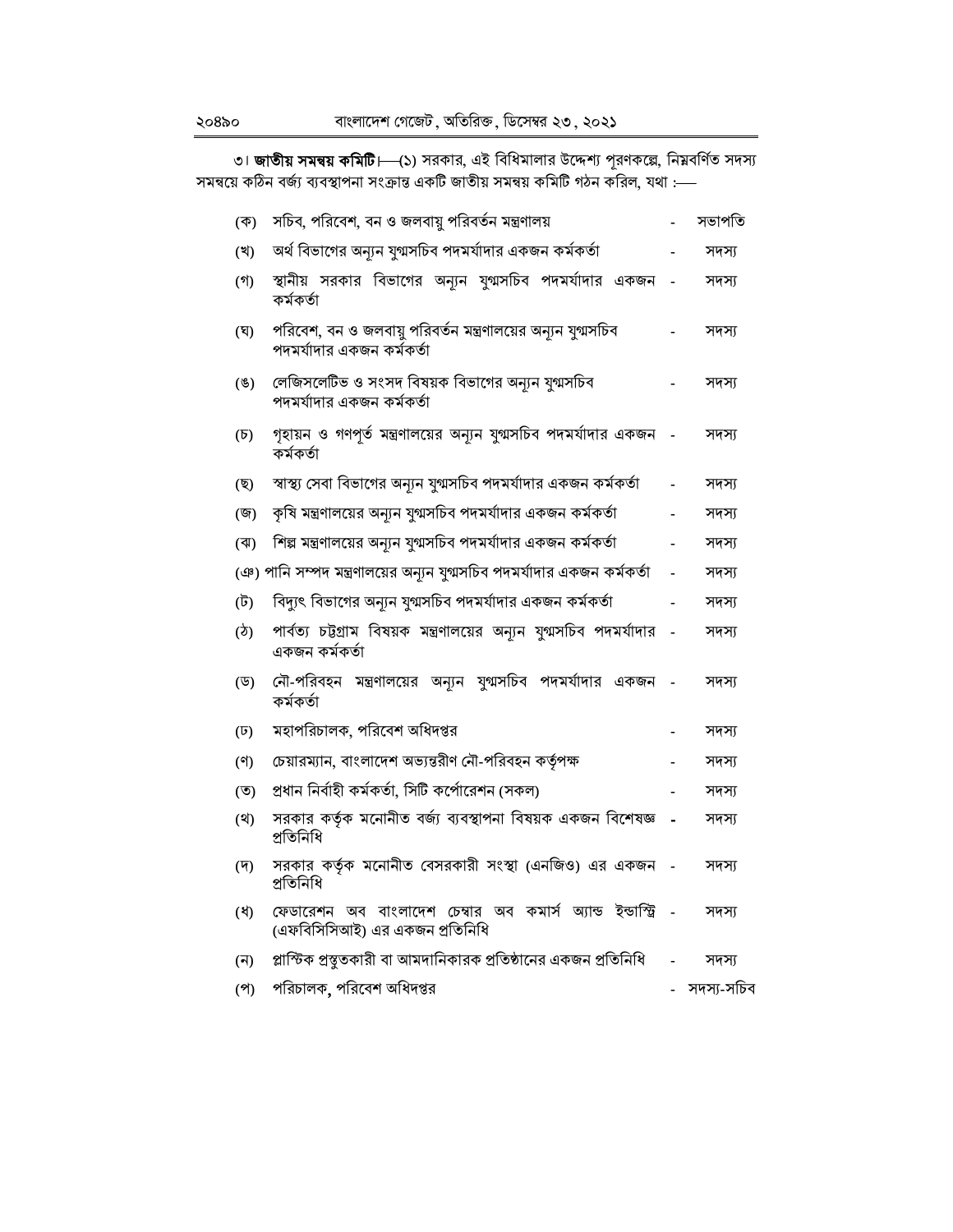৩। **জাতীয় সমন্বয় কমিটি**।—**(১)** সরকার, এই বিধিমালার উদ্দেশ্য পূরণকল্পে, নিম্নবর্ণিত সদস্য সমন্বয়ে কঠিন বর্জ্য ব্যবস্থাপনা সংক্রান্ত একটি জাতীয় সমন্বয় কমিটি গঠন করিল, যথা :—

| | | | |
|---|---|---|---|
| (ক) | সচিব, পরিবেশ, বন ও জলবায়ু পরিবর্তন মন্ত্রণালয় | - | সভাপতি |
| (খ) | অর্থ বিভাগের অন্যূন যুগ্মসচিব পদমর্যাদার একজন কর্মকর্তা | - | সদস্য |
| (গ) | স্থানীয় সরকার বিভাগের অন্যূন যুগ্মসচিব পদমর্যাদার একজন কর্মকর্তা | - | সদস্য |
| (ঘ) | পরিবেশ, বন ও জলবায়ু পরিবর্তন মন্ত্রণালয়ের অন্যূন যুগ্মসচিব পদমর্যাদার একজন কর্মকর্তা | - | সদস্য |
| (ঙ) | লেজিসলেটিভ ও সংসদ বিষয়ক বিভাগের অন্যূন যুগ্মসচিব পদমর্যাদার একজন কর্মকর্তা | - | সদস্য |
| (চ) | গৃহায়ন ও গণপূর্ত মন্ত্রণালয়ের অন্যূন যুগ্মসচিব পদমর্যাদার একজন কর্মকর্তা | - | সদস্য |
| (ছ) | স্বাস্থ্য সেবা বিভাগের অন্যূন যুগ্মসচিব পদমর্যাদার একজন কর্মকর্তা | - | সদস্য |
| (জ) | কৃষি মন্ত্রণালয়ের অন্যূন যুগ্মসচিব পদমর্যাদার একজন কর্মকর্তা | - | সদস্য |
| (ঝ) | শিল্প মন্ত্রণালয়ের অন্যূন যুগ্মসচিব পদমর্যাদার একজন কর্মকর্তা | - | সদস্য |
| (ঞ) | পানি সম্পদ মন্ত্রণালয়ের অন্যূন যুগ্মসচিব পদমর্যাদার একজন কর্মকর্তা | - | সদস্য |
| (ট) | বিদ্যুৎ বিভাগের অন্যূন যুগ্মসচিব পদমর্যাদার একজন কর্মকর্তা | - | সদস্য |
| (ঠ) | পার্বত্য চট্টগ্রাম বিষয়ক মন্ত্রণালয়ের অন্যূন যুগ্মসচিব পদমর্যাদার একজন কর্মকর্তা | - | সদস্য |
| (ড) | নৌ-পরিবহন মন্ত্রণালয়ের অন্যূন যুগ্মসচিব পদমর্যাদার একজন কর্মকর্তা | - | সদস্য |
| (ঢ) | মহাপরিচালক, পরিবেশ অধিদপ্তর | - | সদস্য |
| (ণ) | চেয়ারম্যান, বাংলাদেশ অভ্যন্তরীণ নৌ-পরিবহন কর্তৃপক্ষ | - | সদস্য |
| (ত) | প্রধান নির্বাহী কর্মকর্তা, সিটি কর্পোরেশন (সকল) | - | সদস্য |
| (থ) | সরকার কর্তৃক মনোনীত বর্জ্য ব্যবস্থাপনা বিষয়ক একজন বিশেষজ্ঞ প্রতিনিধি | - | সদস্য |
| (দ) | সরকার কর্তৃক মনোনীত বেসরকারী সংস্থা (এনজিও) এর একজন প্রতিনিধি | - | সদস্য |
| (ধ) | ফেডারেশন অব বাংলাদেশ চেম্বার অব কমার্স অ্যান্ড ইন্ডাস্ট্রি (এফবিসিসিআই) এর একজন প্রতিনিধি | - | সদস্য |
| (ন) | প্লাস্টিক প্রস্তুতকারী বা আমদানিকারক প্রতিষ্ঠানের একজন প্রতিনিধি | - | সদস্য |
| (প) | পরিচালক, পরিবেশ অধিদপ্তর | - | সদস্য-সচিব |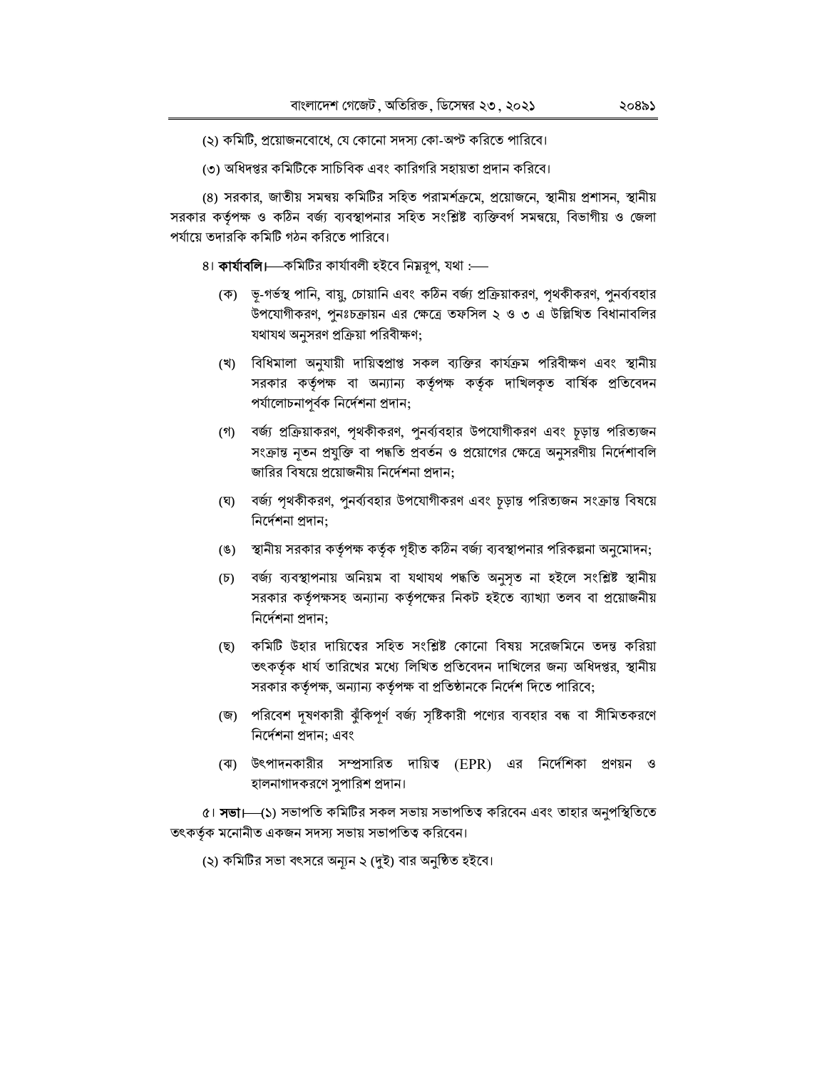(২) কমিটি, প্রয়োজনবোধে, যে কোনো সদস্য কো-অপ্ট করিতে পারিবে।

(৩) অধিদপ্তর কমিটিকে সাচিবিক এবং কারিগরি সহায়তা প্রদান করিবে।

(৪) সরকার, জাতীয় সমন্বয় কমিটির সহিত পরামর্শক্রমে, প্রয়োজনে, স্থানীয় প্রশাসন, স্থানীয় সরকার কর্তৃপক্ষ ও কঠিন বর্জ্য ব্যবস্থাপনার সহিত সংশ্লিষ্ট ব্যক্তিবর্গ সমন্বয়ে, বিভাগীয় ও জেলা পর্যায়ে তদারকি কমিটি গঠন করিতে পারিবে।

৪। **কার্যাবলি।**—কমিটির কার্যাবলী হইবে নিম্নরূপ, যথা :—

(ক) ভূ-গর্ভস্থ পানি, বায়ু, চোয়ানি এবং কঠিন বর্জ্য প্রক্রিয়াকরণ, পৃথকীকরণ, পুনর্ব্যবহার উপযোগীকরণ, পুনঃচক্রায়ন এর ক্ষেত্রে তফসিল ২ ও ৩ এ উল্লিখিত বিধানাবলির যথাযথ অনুসরণ প্রক্রিয়া পরিবীক্ষণ;

(খ) বিধিমালা অনুযায়ী দায়িত্বপ্রাপ্ত সকল ব্যক্তির কার্যক্রম পরিবীক্ষণ এবং স্থানীয় সরকার কর্তৃপক্ষ বা অন্যান্য কর্তৃপক্ষ কর্তৃক দাখিলকৃত বার্ষিক প্রতিবেদন পর্যালোচনাপূর্বক নির্দেশনা প্রদান;

(গ) বর্জ্য প্রক্রিয়াকরণ, পৃথকীকরণ, পুনর্ব্যবহার উপযোগীকরণ এবং চূড়ান্ত পরিত্যজন সংক্রান্ত নূতন প্রযুক্তি বা পদ্ধতি প্রবর্তন ও প্রয়োগের ক্ষেত্রে অনুসরণীয় নির্দেশাবলি জারির বিষয়ে প্রয়োজনীয় নির্দেশনা প্রদান;

(ঘ) বর্জ্য পৃথকীকরণ, পুনর্ব্যবহার উপযোগীকরণ এবং চূড়ান্ত পরিত্যজন সংক্রান্ত বিষয়ে নির্দেশনা প্রদান;

(ঙ) স্থানীয় সরকার কর্তৃপক্ষ কর্তৃক গৃহীত কঠিন বর্জ্য ব্যবস্থাপনার পরিকল্পনা অনুমোদন;

(চ) বর্জ্য ব্যবস্থাপনায় অনিয়ম বা যথাযথ পদ্ধতি অনুসৃত না হইলে সংশ্লিষ্ট স্থানীয় সরকার কর্তৃপক্ষসহ অন্যান্য কর্তৃপক্ষের নিকট হইতে ব্যাখ্যা তলব বা প্রয়োজনীয় নির্দেশনা প্রদান;

(ছ) কমিটি উহার দায়িত্বের সহিত সংশ্লিষ্ট কোনো বিষয় সরেজমিনে তদন্ত করিয়া তৎকর্তৃক ধার্য তারিখের মধ্যে লিখিত প্রতিবেদন দাখিলের জন্য অধিদপ্তর, স্থানীয় সরকার কর্তৃপক্ষ, অন্যান্য কর্তৃপক্ষ বা প্রতিষ্ঠানকে নির্দেশ দিতে পারিবে;

(জ) পরিবেশ দূষণকারী ঝুঁকিপূর্ণ বর্জ্য সৃষ্টিকারী পণ্যের ব্যবহার বন্ধ বা সীমিতকরণে নির্দেশনা প্রদান; এবং

(ঝ) উৎপাদনকারীর সম্প্রসারিত দায়িত্ব (EPR) এর নির্দেশিকা প্রণয়ন ও হালনাগাদকরণে সুপারিশ প্রদান।

৫। **সভা।**—(১) সভাপতি কমিটির সকল সভায় সভাপতিত্ব করিবেন এবং তাহার অনুপস্থিতিতে তৎকর্তৃক মনোনীত একজন সদস্য সভায় সভাপতিত্ব করিবেন।

(২) কমিটির সভা বৎসরে অন্যূন ২ (দুই) বার অনুষ্ঠিত হইবে।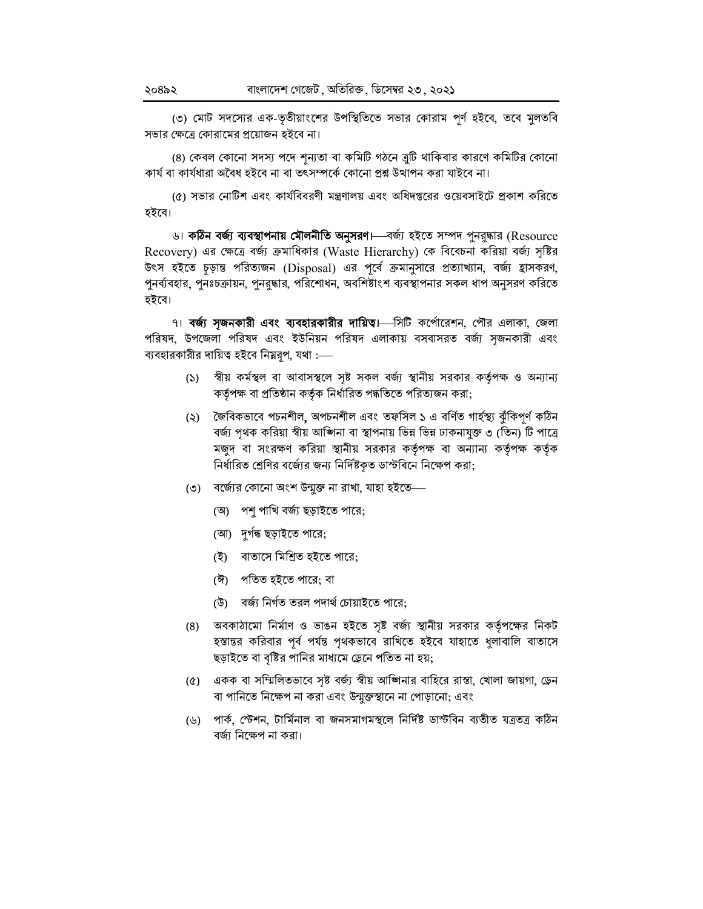(৩) মোট সদস্যের এক-তৃতীয়াংশের উপস্থিতিতে সভার কোরাম পূর্ণ হইবে, তবে মুলতবি সভার ক্ষেত্রে কোরামের প্রয়োজন হইবে না।

(৪) কেবল কোনো সদস্য পদে শূন্যতা বা কমিটি গঠনে ত্রুটি থাকিবার কারণে কমিটির কোনো কার্য বা কার্যধারা অবৈধ হইবে না বা তৎসম্পর্কে কোনো প্রশ্ন উত্থাপন করা যাইবে না।

(৫) সভার নোটিশ এবং কার্যবিবরণী মন্ত্রণালয় এবং অধিদপ্তরের ওয়েবসাইটে প্রকাশ করিতে হইবে।

৬। **কঠিন বর্জ্য ব্যবস্থাপনায় মৌলনীতি অনুসরণ।**—বর্জ্য হইতে সম্পদ পুনরুদ্ধার (Resource Recovery) এর ক্ষেত্রে বর্জ্য ক্রমাধিকার (Waste Hierarchy) কে বিবেচনা করিয়া বর্জ্য সৃষ্টির উৎস হইতে চূড়ান্ত পরিত্যজন (Disposal) এর পূর্বে ক্রমানুসারে প্রত্যাখ্যান, বর্জ্য হ্রাসকরণ, পুনর্ব্যবহার, পুনঃচক্রায়ন, পুনরুদ্ধার, পরিশোধন, অবশিষ্টাংশ ব্যবস্থাপনার সকল ধাপ অনুসরণ করিতে হইবে।

৭। **বর্জ্য সৃজনকারী এবং ব্যবহারকারীর দায়িত্ব।**—সিটি কর্পোরেশন, পৌর এলাকা, জেলা পরিষদ, উপজেলা পরিষদ এবং ইউনিয়ন পরিষদ এলাকায় বসবাসরত বর্জ্য সৃজনকারী এবং ব্যবহারকারীর দায়িত্ব হইবে নিম্নরূপ, যথা :—

(১) স্বীয় কর্মস্থল বা আবাসস্থলে সৃষ্ট সকল বর্জ্য স্থানীয় সরকার কর্তৃপক্ষ ও অন্যান্য কর্তৃপক্ষ বা প্রতিষ্ঠান কর্তৃক নির্ধারিত পদ্ধতিতে পরিত্যজন করা;

(২) জৈবিকভাবে পচনশীল, অপচনশীল এবং তফসিল ১ এ বর্ণিত গার্হস্থ্য ঝুঁকিপূর্ণ কঠিন বর্জ্য পৃথক করিয়া স্বীয় আঙ্গিনা বা স্থাপনায় ভিন্ন ভিন্ন ঢাকনাযুক্ত ৩ (তিন) টি পাত্রে মজুদ বা সংরক্ষণ করিয়া স্থানীয় সরকার কর্তৃপক্ষ বা অন্যান্য কর্তৃপক্ষ কর্তৃক নির্ধারিত শ্রেণির বর্জ্যের জন্য নির্দিষ্টকৃত ডাস্টবিনে নিক্ষেপ করা;

(৩) বর্জ্যের কোনো অংশ উন্মুক্ত না রাখা, যাহা হইতে—

(অ) পশু পাখি বর্জ্য ছড়াইতে পারে;

(আ) দুর্গন্ধ ছড়াইতে পারে;

(ই) বাতাসে মিশ্রিত হইতে পারে;

(ঈ) পতিত হইতে পারে; বা

(উ) বর্জ্য নির্গত তরল পদার্থ চোয়াইতে পারে;

(৪) অবকাঠামো নির্মাণ ও ভাঙন হইতে সৃষ্ট বর্জ্য স্থানীয় সরকার কর্তৃপক্ষের নিকট হস্তান্তর করিবার পূর্ব পর্যন্ত পৃথকভাবে রাখিতে হইবে যাহাতে ধুলাবালি বাতাসে ছড়াইতে বা বৃষ্টির পানির মাধ্যমে ড্রেনে পতিত না হয়;

(৫) একক বা সম্মিলিতভাবে সৃষ্ট বর্জ্য স্বীয় আঙ্গিনার বাহিরে রাস্তা, খোলা জায়গা, ড্রেন বা পানিতে নিক্ষেপ না করা এবং উন্মুক্তস্থানে না পোড়ানো; এবং

(৬) পার্ক, স্টেশন, টার্মিনাল বা জনসমাগমস্থলে নির্দিষ্ট ডাস্টবিন ব্যতীত যত্রতত্র কঠিন বর্জ্য নিক্ষেপ না করা।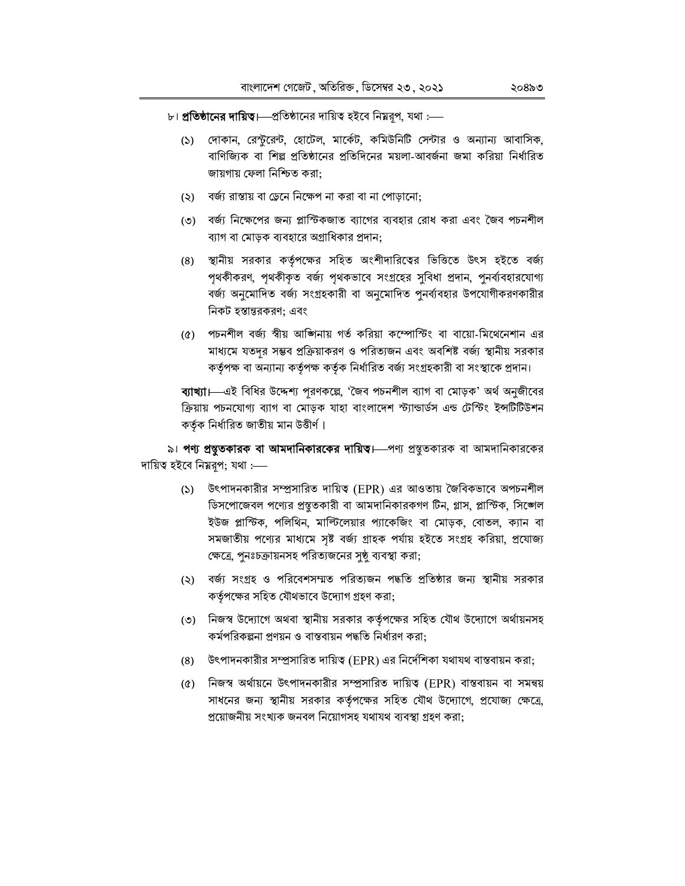৮। **প্রতিষ্ঠানের দায়িত্ব**।—প্রতিষ্ঠানের দায়িত্ব হইবে নিম্নরূপ, যথা :—

(১) দোকান, রেস্টুরেন্ট, হোটেল, মার্কেট, কমিউনিটি সেন্টার ও অন্যান্য আবাসিক, বাণিজ্যিক বা শিল্প প্রতিষ্ঠানের প্রতিদিনের ময়লা-আবর্জনা জমা করিয়া নির্ধারিত জায়গায় ফেলা নিশ্চিত করা;

(২) বর্জ্য রাস্তায় বা ড্রেনে নিক্ষেপ না করা বা না পোড়ানো;

(৩) বর্জ্য নিক্ষেপের জন্য প্লাস্টিকজাত ব্যাগের ব্যবহার রোধ করা এবং জৈব পচনশীল ব্যাগ বা মোড়ক ব্যবহারে অগ্রাধিকার প্রদান;

(৪) স্থানীয় সরকার কর্তৃপক্ষের সহিত অংশীদারিত্বের ভিত্তিতে উৎস হইতে বর্জ্য পৃথকীকরণ, পৃথকীকৃত বর্জ্য পৃথকভাবে সংগ্রহের সুবিধা প্রদান, পুনর্ব্যবহারযোগ্য বর্জ্য অনুমোদিত বর্জ্য সংগ্রহকারী বা অনুমোদিত পুনর্ব্যবহার উপযোগীকরণকারীর নিকট হস্তান্তরকরণ; এবং

(৫) পচনশীল বর্জ্য স্বীয় আঙ্গিনায় গর্ত করিয়া কম্পোস্টিং বা বায়ো-মিথেনেশান এর মাধ্যমে যতদূর সম্ভব প্রক্রিয়াকরণ ও পরিত্যজন এবং অবশিষ্ট বর্জ্য স্থানীয় সরকার কর্তৃপক্ষ বা অন্যান্য কর্তৃপক্ষ কর্তৃক নির্ধারিত বর্জ্য সংগ্রহকারী বা সংস্থাকে প্রদান।

**ব্যাখ্যা**।—এই বিধির উদ্দেশ্য পূরণকল্পে, 'জৈব পচনশীল ব্যাগ বা মোড়ক' অর্থ অনুজীবের ক্রিয়ায় পচনযোগ্য ব্যাগ বা মোড়ক যাহা বাংলাদেশ স্ট্যান্ডার্ডস এন্ড টেস্টিং ইন্সটিটিউশন কর্তৃক নির্ধারিত জাতীয় মান উত্তীর্ণ।

৯। **পণ্য প্রস্তুতকারক বা আমদানিকারকের দায়িত্ব**।—পণ্য প্রস্তুতকারক বা আমদানিকারকের দায়িত্ব হইবে নিম্নরূপ; যথা :—

(১) উৎপাদনকারীর সম্প্রসারিত দায়িত্ব (EPR) এর আওতায় জৈবিকভাবে অপচনশীল ডিসপোজেবল পণ্যের প্রস্তুতকারী বা আমদানিকারকগণ টিন, গ্লাস, প্লাস্টিক, সিঙ্গেল ইউজ প্লাস্টিক, পলিথিন, মাল্টিলেয়ার প্যাকেজিং বা মোড়ক, বোতল, ক্যান বা সমজাতীয় পণ্যের মাধ্যমে সৃষ্ট বর্জ্য গ্রাহক পর্যায় হইতে সংগ্রহ করিয়া, প্রযোজ্য ক্ষেত্রে, পুনঃচক্রায়নসহ পরিত্যজনের সুষ্ঠু ব্যবস্থা করা;

(২) বর্জ্য সংগ্রহ ও পরিবেশসম্মত পরিত্যজন পদ্ধতি প্রতিষ্ঠার জন্য স্থানীয় সরকার কর্তৃপক্ষের সহিত যৌথভাবে উদ্যোগ গ্রহণ করা;

(৩) নিজস্ব উদ্যোগে অথবা স্থানীয় সরকার কর্তৃপক্ষের সহিত যৌথ উদ্যোগে অর্থায়নসহ কর্মপরিকল্পনা প্রণয়ন ও বাস্তবায়ন পদ্ধতি নির্ধারণ করা;

(৪) উৎপাদনকারীর সম্প্রসারিত দায়িত্ব (EPR) এর নির্দেশিকা যথাযথ বাস্তবায়ন করা;

(৫) নিজস্ব অর্থায়নে উৎপাদনকারীর সম্প্রসারিত দায়িত্ব (EPR) বাস্তবায়ন বা সমন্বয় সাধনের জন্য স্থানীয় সরকার কর্তৃপক্ষের সহিত যৌথ উদ্যোগে, প্রযোজ্য ক্ষেত্রে, প্রয়োজনীয় সংখ্যক জনবল নিয়োগসহ যথাযথ ব্যবস্থা গ্রহণ করা;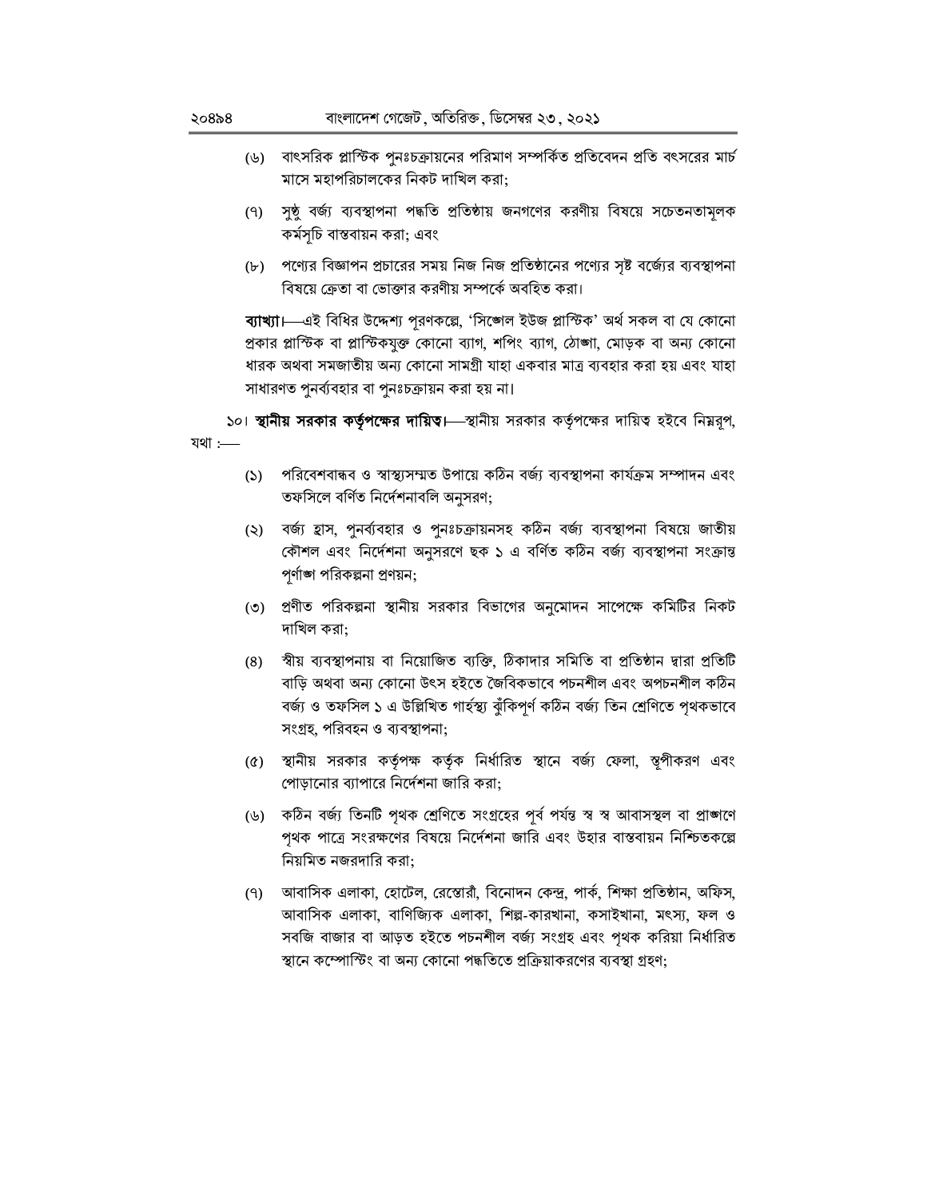(৬) বাৎসরিক প্লাস্টিক পুনঃচক্রায়নের পরিমাণ সম্পর্কিত প্রতিবেদন প্রতি বৎসরের মার্চ মাসে মহাপরিচালকের নিকট দাখিল করা;

(৭) সুষ্ঠু বর্জ্য ব্যবস্থাপনা পদ্ধতি প্রতিষ্ঠায় জনগণের করণীয় বিষয়ে সচেতনতামূলক কর্মসূচি বাস্তবায়ন করা; এবং

(৮) পণ্যের বিজ্ঞাপন প্রচারের সময় নিজ নিজ প্রতিষ্ঠানের পণ্যের সৃষ্ট বর্জ্যের ব্যবস্থাপনা বিষয়ে ক্রেতা বা ভোক্তার করণীয় সম্পর্কে অবহিত করা।

**ব্যাখ্যা।**—এই বিধির উদ্দেশ্য পূরণকল্পে, 'সিঙ্গেল ইউজ প্লাস্টিক' অর্থ সকল বা যে কোনো প্রকার প্লাস্টিক বা প্লাস্টিকযুক্ত কোনো ব্যাগ, শপিং ব্যাগ, ঠোঙ্গা, মোড়ক বা অন্য কোনো ধারক অথবা সমজাতীয় অন্য কোনো সামগ্রী যাহা একবার মাত্র ব্যবহার করা হয় এবং যাহা সাধারণত পুনর্ব্যবহার বা পুনঃচক্রায়ন করা হয় না।

১০। **স্থানীয় সরকার কর্তৃপক্ষের দায়িত্ব।**—স্থানীয় সরকার কর্তৃপক্ষের দায়িত্ব হইবে নিম্নরূপ, যথা :—

(১) পরিবেশবান্ধব ও স্বাস্থ্যসম্মত উপায়ে কঠিন বর্জ্য ব্যবস্থাপনা কার্যক্রম সম্পাদন এবং তফসিলে বর্ণিত নির্দেশনাবলি অনুসরণ;

(২) বর্জ্য হ্রাস, পুনর্ব্যবহার ও পুনঃচক্রায়নসহ কঠিন বর্জ্য ব্যবস্থাপনা বিষয়ে জাতীয় কৌশল এবং নির্দেশনা অনুসরণে ছক ১ এ বর্ণিত কঠিন বর্জ্য ব্যবস্থাপনা সংক্রান্ত পূর্ণাঙ্গ পরিকল্পনা প্রণয়ন;

(৩) প্রণীত পরিকল্পনা স্থানীয় সরকার বিভাগের অনুমোদন সাপেক্ষে কমিটির নিকট দাখিল করা;

(৪) স্বীয় ব্যবস্থাপনায় বা নিয়োজিত ব্যক্তি, ঠিকাদার সমিতি বা প্রতিষ্ঠান দ্বারা প্রতিটি বাড়ি অথবা অন্য কোনো উৎস হইতে জৈবিকভাবে পচনশীল এবং অপচনশীল কঠিন বর্জ্য ও তফসিল ১ এ উল্লিখিত গার্হস্থ্য ঝুঁকিপূর্ণ কঠিন বর্জ্য তিন শ্রেণিতে পৃথকভাবে সংগ্রহ, পরিবহন ও ব্যবস্থাপনা;

(৫) স্থানীয় সরকার কর্তৃপক্ষ কর্তৃক নির্ধারিত স্থানে বর্জ্য ফেলা, স্তূপীকরণ এবং পোড়ানোর ব্যাপারে নির্দেশনা জারি করা;

(৬) কঠিন বর্জ্য তিনটি পৃথক শ্রেণিতে সংগ্রহের পূর্ব পর্যন্ত স্ব স্ব আবাসস্থল বা প্রাঙ্গণে পৃথক পাত্রে সংরক্ষণের বিষয়ে নির্দেশনা জারি এবং উহার বাস্তবায়ন নিশ্চিতকল্পে নিয়মিত নজরদারি করা;

(৭) আবাসিক এলাকা, হোটেল, রেস্তোরাঁ, বিনোদন কেন্দ্র, পার্ক, শিক্ষা প্রতিষ্ঠান, অফিস, আবাসিক এলাকা, বাণিজ্যিক এলাকা, শিল্প-কারখানা, কসাইখানা, মৎস্য, ফল ও সবজি বাজার বা আড়ত হইতে পচনশীল বর্জ্য সংগ্রহ এবং পৃথক করিয়া নির্ধারিত স্থানে কম্পোস্টিং বা অন্য কোনো পদ্ধতিতে প্রক্রিয়াকরণের ব্যবস্থা গ্রহণ;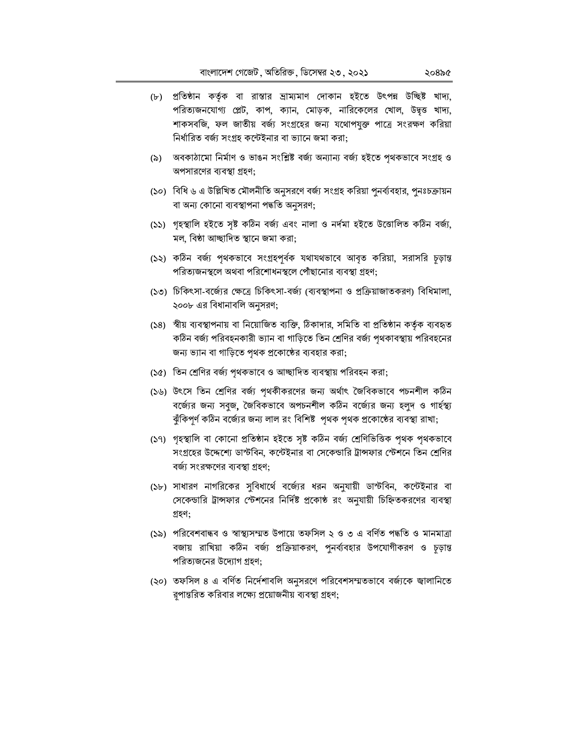(৮) প্রতিষ্ঠান কর্তৃক বা রাস্তার ভ্রাম্যমাণ দোকান হইতে উৎপন্ন উচ্ছিষ্ট খাদ্য, পরিত্যজনযোগ্য প্লেট, কাপ, ক্যান, মোড়ক, নারিকেলের খোল, উদ্বৃত্ত খাদ্য, শাকসবজি, ফল জাতীয় বর্জ্য সংগ্রহের জন্য যথোপযুক্ত পাত্রে সংরক্ষণ করিয়া নির্ধারিত বর্জ্য সংগ্রহ কন্টেইনার বা ভ্যানে জমা করা;

(৯) অবকাঠামো নির্মাণ ও ভাঙন সংশ্লিষ্ট বর্জ্য অন্যান্য বর্জ্য হইতে পৃথকভাবে সংগ্রহ ও অপসারণের ব্যবস্থা গ্রহণ;

(১০) বিধি ৬ এ উল্লিখিত মৌলনীতি অনুসরণে বর্জ্য সংগ্রহ করিয়া পুনর্ব্যবহার, পুনঃচক্রায়ন বা অন্য কোনো ব্যবস্থাপনা পদ্ধতি অনুসরণ;

(১১) গৃহস্থালি হইতে সৃষ্ট কঠিন বর্জ্য এবং নালা ও নর্দমা হইতে উত্তোলিত কঠিন বর্জ্য, মল, বিষ্ঠা আচ্ছাদিত স্থানে জমা করা;

(১২) কঠিন বর্জ্য পৃথকভাবে সংগ্রহপূর্বক যথাযথভাবে আবৃত করিয়া, সরাসরি চূড়ান্ত পরিত্যজনস্থলে অথবা পরিশোধনস্থলে পৌঁছানোর ব্যবস্থা গ্রহণ;

(১৩) চিকিৎসা-বর্জ্যের ক্ষেত্রে চিকিৎসা-বর্জ্য (ব্যবস্থাপনা ও প্রক্রিয়াজাতকরণ) বিধিমালা, ২০০৮ এর বিধানাবলি অনুসরণ;

(১৪) স্বীয় ব্যবস্থাপনায় বা নিয়োজিত ব্যক্তি, ঠিকাদার, সমিতি বা প্রতিষ্ঠান কর্তৃক ব্যবহৃত কঠিন বর্জ্য পরিবহনকারী ভ্যান বা গাড়িতে তিন শ্রেণির বর্জ্য পৃথকাবস্থায় পরিবহনের জন্য ভ্যান বা গাড়িতে পৃথক প্রকোষ্ঠের ব্যবহার করা;

(১৫) তিন শ্রেণির বর্জ্য পৃথকভাবে ও আচ্ছাদিত ব্যবস্থায় পরিবহন করা;

(১৬) উৎসে তিন শ্রেণির বর্জ্য পৃথকীকরণের জন্য অর্থাৎ জৈবিকভাবে পচনশীল কঠিন বর্জ্যের জন্য সবুজ, জৈবিকভাবে অপচনশীল কঠিন বর্জ্যের জন্য হলুদ ও গার্হস্থ্য ঝুঁকিপূর্ণ কঠিন বর্জ্যের জন্য লাল রং বিশিষ্ট পৃথক পৃথক প্রকোষ্ঠের ব্যবস্থা রাখা;

(১৭) গৃহস্থালি বা কোনো প্রতিষ্ঠান হইতে সৃষ্ট কঠিন বর্জ্য শ্রেণিভিত্তিক পৃথক পৃথকভাবে সংগ্রহের উদ্দেশ্যে ডাস্টবিন, কন্টেইনার বা সেকেন্ডারি ট্রান্সফার স্টেশনে তিন শ্রেণির বর্জ্য সংরক্ষণের ব্যবস্থা গ্রহণ;

(১৮) সাধারণ নাগরিকের সুবিধার্থে বর্জ্যের ধরন অনুযায়ী ডাস্টবিন, কন্টেইনার বা সেকেন্ডারি ট্রান্সফার স্টেশনের নির্দিষ্ট প্রকোষ্ঠ রং অনুযায়ী চিহ্নিতকরণের ব্যবস্থা গ্রহণ;

(১৯) পরিবেশবান্ধব ও স্বাস্থ্যসম্মত উপায়ে তফসিল ২ ও ৩ এ বর্ণিত পদ্ধতি ও মানমাত্রা বজায় রাখিয়া কঠিন বর্জ্য প্রক্রিয়াকরণ, পুনর্ব্যবহার উপযোগীকরণ ও চূড়ান্ত পরিত্যজনের উদ্যোগ গ্রহণ;

(২০) তফসিল ৪ এ বর্ণিত নির্দেশাবলি অনুসরণে পরিবেশসম্মতভাবে বর্জ্যকে জ্বালানিতে রূপান্তরিত করিবার লক্ষ্যে প্রয়োজনীয় ব্যবস্থা গ্রহণ;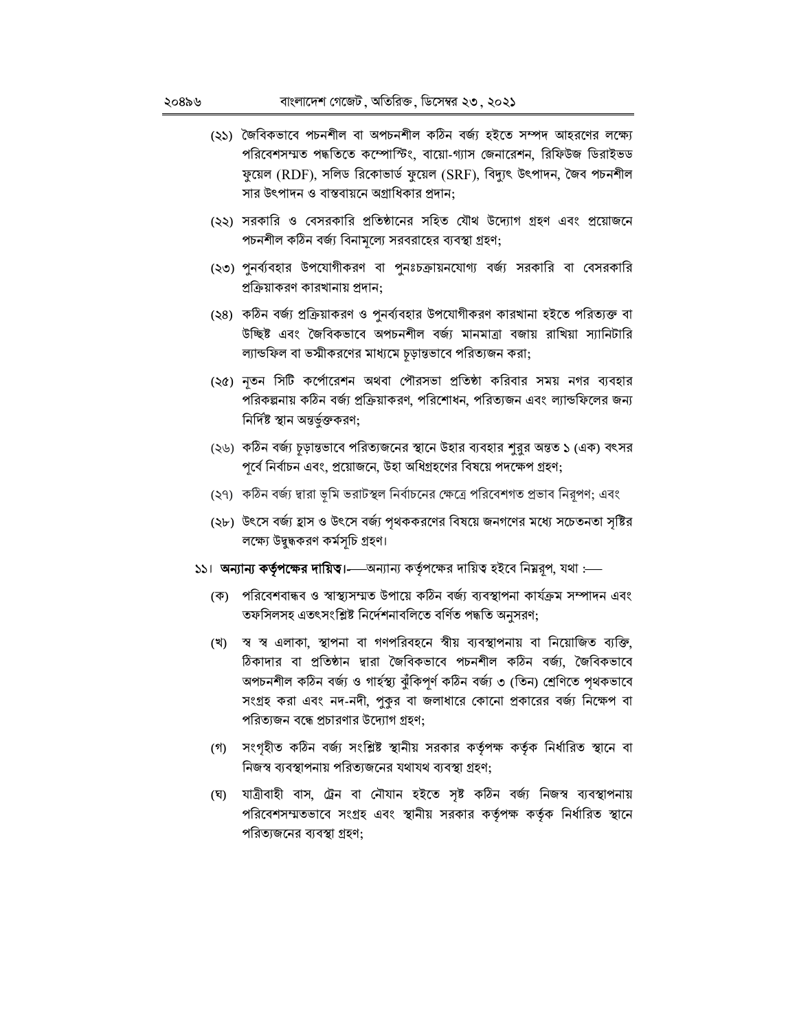(২১) জৈবিকভাবে পচনশীল বা অপচনশীল কঠিন বর্জ্য হইতে সম্পদ আহরণের লক্ষ্যে পরিবেশসম্মত পদ্ধতিতে কম্পোস্টিং, বায়ো-গ্যাস জেনারেশন, রিফিউজ ডিরাইভড ফুয়েল (RDF), সলিড রিকোভার্ড ফুয়েল (SRF), বিদ্যুৎ উৎপাদন, জৈব পচনশীল সার উৎপাদন ও বাস্তবায়নে অগ্রাধিকার প্রদান;

(২২) সরকারি ও বেসরকারি প্রতিষ্ঠানের সহিত যৌথ উদ্যোগ গ্রহণ এবং প্রয়োজনে পচনশীল কঠিন বর্জ্য বিনামূল্যে সরবরাহের ব্যবস্থা গ্রহণ;

(২৩) পুনর্ব্যবহার উপযোগীকরণ বা পুনঃচক্রায়নযোগ্য বর্জ্য সরকারি বা বেসরকারি প্রক্রিয়াকরণ কারখানায় প্রদান;

(২৪) কঠিন বর্জ্য প্রক্রিয়াকরণ ও পুনর্ব্যবহার উপযোগীকরণ কারখানা হইতে পরিত্যক্ত বা উচ্ছিষ্ট এবং জৈবিকভাবে অপচনশীল বর্জ্য মানমাত্রা বজায় রাখিয়া স্যানিটারি ল্যান্ডফিল বা ভস্মীকরণের মাধ্যমে চূড়ান্তভাবে পরিত্যজন করা;

(২৫) নূতন সিটি কর্পোরেশন অথবা পৌরসভা প্রতিষ্ঠা করিবার সময় নগর ব্যবহার পরিকল্পনায় কঠিন বর্জ্য প্রক্রিয়াকরণ, পরিশোধন, পরিত্যজন এবং ল্যান্ডফিলের জন্য নির্দিষ্ট স্থান অন্তর্ভুক্তকরণ;

(২৬) কঠিন বর্জ্য চূড়ান্তভাবে পরিত্যজনের স্থানে উহার ব্যবহার শুরুর অন্তত ১ (এক) বৎসর পূর্বে নির্বাচন এবং, প্রয়োজনে, উহা অধিগ্রহণের বিষয়ে পদক্ষেপ গ্রহণ;

(২৭) কঠিন বর্জ্য দ্বারা ভূমি ভরাটস্থল নির্বাচনের ক্ষেত্রে পরিবেশগত প্রভাব নিরূপণ; এবং

(২৮) উৎসে বর্জ্য হ্রাস ও উৎসে বর্জ্য পৃথককরণের বিষয়ে জনগণের মধ্যে সচেতনতা সৃষ্টির লক্ষ্যে উদ্বুদ্ধকরণ কর্মসূচি গ্রহণ।

১১। **অন্যান্য কর্তৃপক্ষের দায়িত্ব।**—অন্যান্য কর্তৃপক্ষের দায়িত্ব হইবে নিম্নরূপ, যথা :—

(ক) পরিবেশবান্ধব ও স্বাস্থ্যসম্মত উপায়ে কঠিন বর্জ্য ব্যবস্থাপনা কার্যক্রম সম্পাদন এবং তফসিলসহ এতৎসংশ্লিষ্ট নির্দেশনাবলিতে বর্ণিত পদ্ধতি অনুসরণ;

(খ) স্ব স্ব এলাকা, স্থাপনা বা গণপরিবহনে স্বীয় ব্যবস্থাপনায় বা নিয়োজিত ব্যক্তি, ঠিকাদার বা প্রতিষ্ঠান দ্বারা জৈবিকভাবে পচনশীল কঠিন বর্জ্য, জৈবিকভাবে অপচনশীল কঠিন বর্জ্য ও গার্হস্থ্য ঝুঁকিপূর্ণ কঠিন বর্জ্য ৩ (তিন) শ্রেণিতে পৃথকভাবে সংগ্রহ করা এবং নদ-নদী, পুকুর বা জলাধারে কোনো প্রকারের বর্জ্য নিক্ষেপ বা পরিত্যজন বন্ধে প্রচারণার উদ্যোগ গ্রহণ;

(গ) সংগৃহীত কঠিন বর্জ্য সংশ্লিষ্ট স্থানীয় সরকার কর্তৃপক্ষ কর্তৃক নির্ধারিত স্থানে বা নিজস্ব ব্যবস্থাপনায় পরিত্যজনের যথাযথ ব্যবস্থা গ্রহণ;

(ঘ) যাত্রীবাহী বাস, ট্রেন বা নৌযান হইতে সৃষ্ট কঠিন বর্জ্য নিজস্ব ব্যবস্থাপনায় পরিবেশসম্মতভাবে সংগ্রহ এবং স্থানীয় সরকার কর্তৃপক্ষ কর্তৃক নির্ধারিত স্থানে পরিত্যজনের ব্যবস্থা গ্রহণ;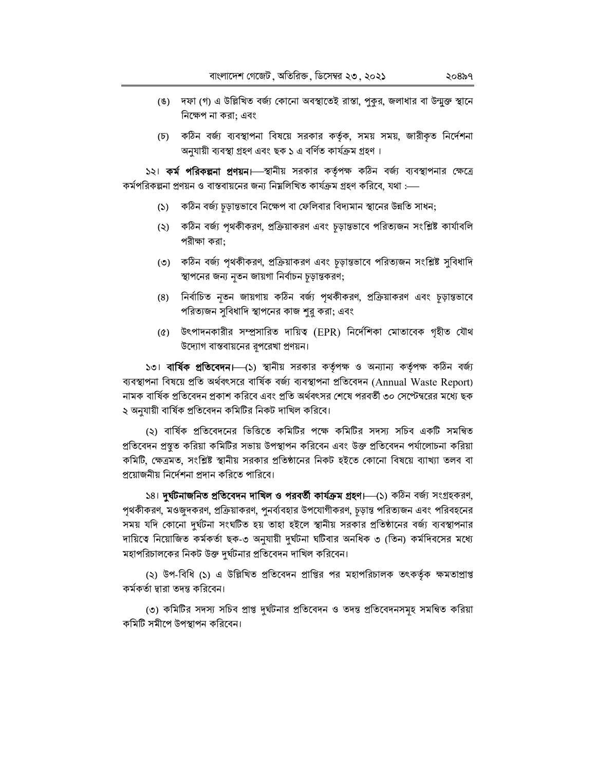(ঙ) দফা (গ) এ উল্লিখিত বর্জ্য কোনো অবস্থাতেই রাস্তা, পুকুর, জলাধার বা উন্মুক্ত স্থানে নিক্ষেপ না করা; এবং

(চ) কঠিন বর্জ্য ব্যবস্থাপনা বিষয়ে সরকার কর্তৃক, সময় সময়, জারীকৃত নির্দেশনা অনুযায়ী ব্যবস্থা গ্রহণ এবং ছক ১ এ বর্ণিত কার্যক্রম গ্রহণ।

১২। **কর্ম পরিকল্পনা প্রণয়ন।**—স্থানীয় সরকার কর্তৃপক্ষ কঠিন বর্জ্য ব্যবস্থাপনার ক্ষেত্রে কর্মপরিকল্পনা প্রণয়ন ও বাস্তবায়নের জন্য নিম্নলিখিত কার্যক্রম গ্রহণ করিবে, যথা :—

(১) কঠিন বর্জ্য চূড়ান্তভাবে নিক্ষেপ বা ফেলিবার বিদ্যমান স্থানের উন্নতি সাধন;

(২) কঠিন বর্জ্য পৃথকীকরণ, প্রক্রিয়াকরণ এবং চূড়ান্তভাবে পরিত্যজন সংশ্লিষ্ট কার্যাবলি পরীক্ষা করা;

(৩) কঠিন বর্জ্য পৃথকীকরণ, প্রক্রিয়াকরণ এবং চূড়ান্তভাবে পরিত্যজন সংশ্লিষ্ট সুবিধাদি স্থাপনের জন্য নূতন জায়গা নির্বাচন চূড়ান্তকরণ;

(৪) নির্বাচিত নূতন জায়গায় কঠিন বর্জ্য পৃথকীকরণ, প্রক্রিয়াকরণ এবং চূড়ান্তভাবে পরিত্যজন সুবিধাদি স্থাপনের কাজ শুরু করা; এবং

(৫) উৎপাদনকারীর সম্প্রসারিত দায়িত্ব (EPR) নির্দেশিকা মোতাবেক গৃহীত যৌথ উদ্যোগ বাস্তবায়নের রূপরেখা প্রণয়ন।

১৩। **বার্ষিক প্রতিবেদন।**—(১) স্থানীয় সরকার কর্তৃপক্ষ ও অন্যান্য কর্তৃপক্ষ কঠিন বর্জ্য ব্যবস্থাপনা বিষয়ে প্রতি অর্থবৎসরে বার্ষিক বর্জ্য ব্যবস্থাপনা প্রতিবেদন (Annual Waste Report) নামক বার্ষিক প্রতিবেদন প্রকাশ করিবে এবং প্রতি অর্থবৎসর শেষে পরবর্তী ৩০ সেপ্টেম্বরের মধ্যে ছক ২ অনুযায়ী বার্ষিক প্রতিবেদন কমিটির নিকট দাখিল করিবে।

(২) বার্ষিক প্রতিবেদনের ভিত্তিতে কমিটির পক্ষে কমিটির সদস্য সচিব একটি সমন্বিত প্রতিবেদন প্রস্তুত করিয়া কমিটির সভায় উপস্থাপন করিবেন এবং উক্ত প্রতিবেদন পর্যালোচনা করিয়া কমিটি, ক্ষেত্রমত, সংশ্লিষ্ট স্থানীয় সরকার প্রতিষ্ঠানের নিকট হইতে কোনো বিষয়ে ব্যাখ্যা তলব বা প্রয়োজনীয় নির্দেশনা প্রদান করিতে পারিবে।

১৪। **দুর্ঘটনাজনিত প্রতিবেদন দাখিল ও পরবর্তী কার্যক্রম গ্রহণ।**—(১) কঠিন বর্জ্য সংগ্রহকরণ, পৃথকীকরণ, মওজুদকরণ, প্রক্রিয়াকরণ, পুনর্ব্যবহার উপযোগীকরণ, চূড়ান্ত পরিত্যজন এবং পরিবহনের সময় যদি কোনো দুর্ঘটনা সংঘটিত হয় তাহা হইলে স্থানীয় সরকার প্রতিষ্ঠানের বর্জ্য ব্যবস্থাপনার দায়িত্বে নিয়োজিত কর্মকর্তা ছক-৩ অনুযায়ী দুর্ঘটনা ঘটিবার অনধিক ৩ (তিন) কর্মদিবসের মধ্যে মহাপরিচালকের নিকট উক্ত দুর্ঘটনার প্রতিবেদন দাখিল করিবেন।

(২) উপ-বিধি (১) এ উল্লিখিত প্রতিবেদন প্রাপ্তির পর মহাপরিচালক তৎকর্তৃক ক্ষমতাপ্রাপ্ত কর্মকর্তা দ্বারা তদন্ত করিবেন।

(৩) কমিটির সদস্য সচিব প্রাপ্ত দুর্ঘটনার প্রতিবেদন ও তদন্ত প্রতিবেদনসমূহ সমন্বিত করিয়া কমিটি সমীপে উপস্থাপন করিবেন।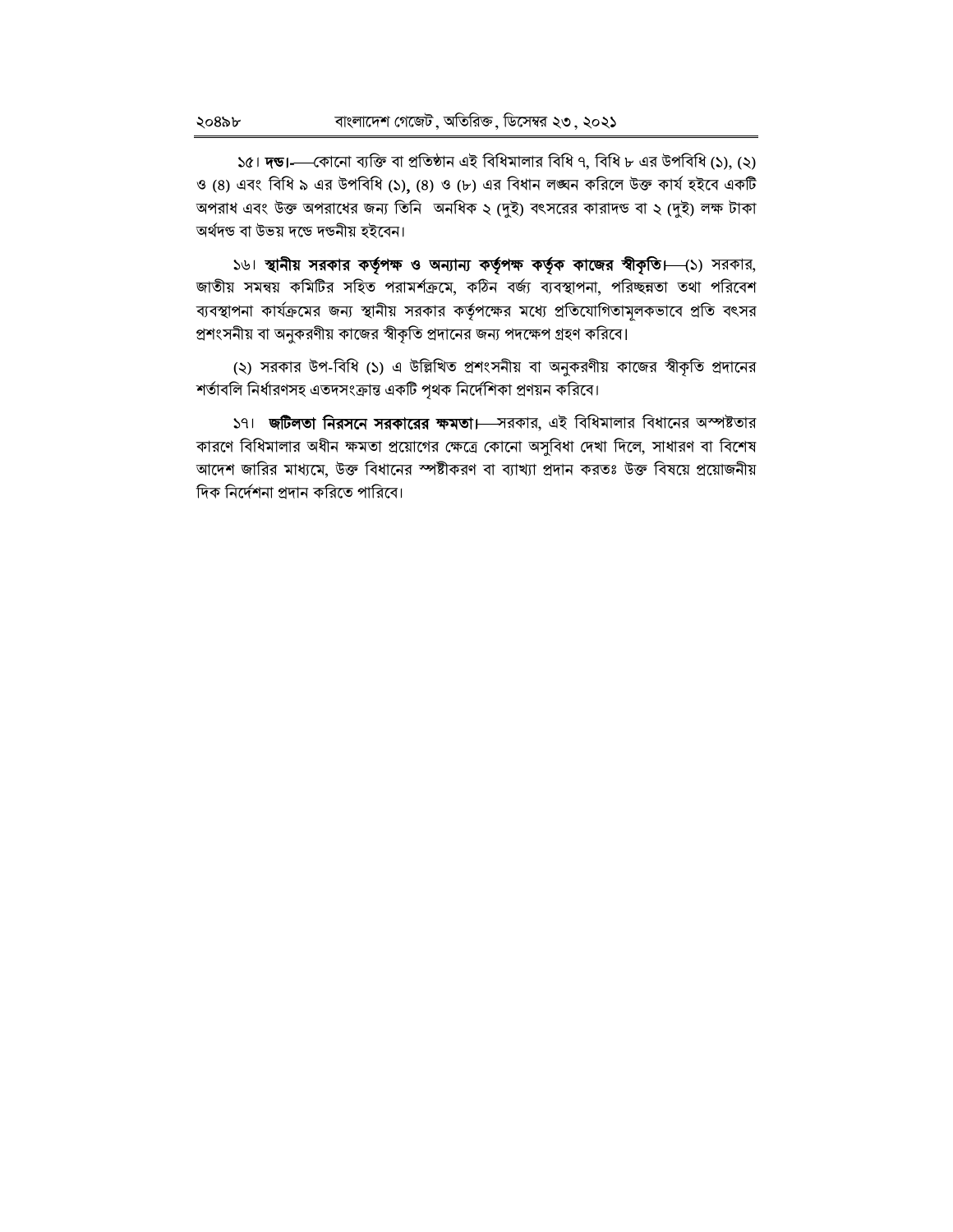১৫। **দন্ড।**—কোনো ব্যক্তি বা প্রতিষ্ঠান এই বিধিমালার বিধি ৭, বিধি ৮ এর উপবিধি (১), (২) ও (৪) এবং বিধি ৯ এর উপবিধি (১), (৪) ও (৮) এর বিধান লঙ্ঘন করিলে উক্ত কার্য হইবে একটি অপরাধ এবং উক্ত অপরাধের জন্য তিনি অনধিক ২ (দুই) বৎসরের কারাদন্ড বা ২ (দুই) লক্ষ টাকা অর্থদন্ড বা উভয় দন্ডে দন্ডনীয় হইবেন।

১৬। **স্থানীয় সরকার কর্তৃপক্ষ ও অন্যান্য কর্তৃপক্ষ কর্তৃক কাজের স্বীকৃতি।**—(১) সরকার, জাতীয় সমন্বয় কমিটির সহিত পরামর্শক্রমে, কঠিন বর্জ্য ব্যবস্থাপনা, পরিচ্ছন্নতা তথা পরিবেশ ব্যবস্থাপনা কার্যক্রমের জন্য স্থানীয় সরকার কর্তৃপক্ষের মধ্যে প্রতিযোগিতামূলকভাবে প্রতি বৎসর প্রশংসনীয় বা অনুকরণীয় কাজের স্বীকৃতি প্রদানের জন্য পদক্ষেপ গ্রহণ করিবে।

(২) সরকার উপ-বিধি (১) এ উল্লিখিত প্রশংসনীয় বা অনুকরণীয় কাজের স্বীকৃতি প্রদানের শর্তাবলি নির্ধারণসহ এতদসংক্রান্ত একটি পৃথক নির্দেশিকা প্রণয়ন করিবে।

১৭। **জটিলতা নিরসনে সরকারের ক্ষমতা।**—সরকার, এই বিধিমালার বিধানের অস্পষ্টতার কারণে বিধিমালার অধীন ক্ষমতা প্রয়োগের ক্ষেত্রে কোনো অসুবিধা দেখা দিলে, সাধারণ বা বিশেষ আদেশ জারির মাধ্যমে, উক্ত বিধানের স্পষ্টীকরণ বা ব্যাখ্যা প্রদান করতঃ উক্ত বিষয়ে প্রয়োজনীয় দিক নির্দেশনা প্রদান করিতে পারিবে।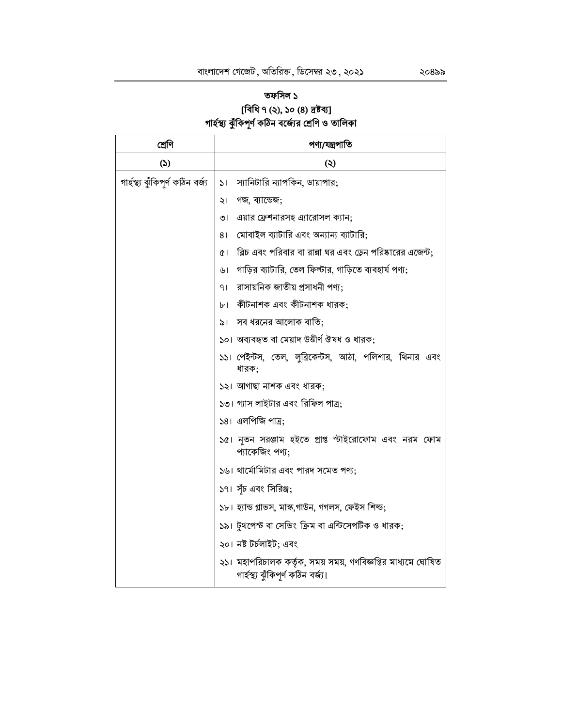## তফসিল ১

**[বিধি ৭ (২), ১০ (৪) দ্রষ্টব্য]**

**গার্হস্থ্য ঝুঁকিপূর্ণ কঠিন বর্জ্যের শ্রেণি ও তালিকা**

| শ্রেণি | পণ্য/যন্ত্রপাতি |
|---|---|
| (১) | (২) |
| গার্হস্থ্য ঝুঁকিপূর্ণ কঠিন বর্জ্য | ১। স্যানিটারি ন্যাপকিন, ডায়াপার; |
| | ২। গজ, ব্যান্ডেজ; |
| | ৩। এয়ার ফ্রেশনারসহ এ্যারোসল ক্যান; |
| | ৪। মোবাইল ব্যাটারি এবং অন্যান্য ব্যাটারি; |
| | ৫। ব্লিচ এবং পরিবার বা রান্না ঘর এবং ড্রেন পরিষ্কারের এজেন্ট; |
| | ৬। গাড়ির ব্যাটারি, তেল ফিল্টার, গাড়িতে ব্যবহার্য পণ্য; |
| | ৭। রাসায়নিক জাতীয় প্রসাধনী পণ্য; |
| | ৮। কীটনাশক এবং কীটনাশক ধারক; |
| | ৯। সব ধরনের আলোক বাতি; |
| | ১০। অব্যবহৃত বা মেয়াদ উত্তীর্ণ ঔষধ ও ধারক; |
| | ১১। পেইন্টস, তেল, লুব্রিকেন্টস, আঠা, পলিশার, থিনার এবং ধারক; |
| | ১২। আগাছা নাশক এবং ধারক; |
| | ১৩। গ্যাস লাইটার এবং রিফিল পাত্র; |
| | ১৪। এলপিজি পাত্র; |
| | ১৫। নূতন সরঞ্জাম হইতে প্রাপ্ত স্টাইরোফোম এবং নরম ফোম প্যাকেজিং পণ্য; |
| | ১৬। থার্মোমিটার এবং পারদ সমেত পণ্য; |
| | ১৭। সূঁচ এবং সিরিঞ্জ; |
| | ১৮। হ্যান্ড গ্লাভস, মাস্ক,গাউন, গগলস, ফেইস শিল্ড; |
| | ১৯। টুথপেস্ট বা সেভিং ক্রিম বা এন্টিসেপটিক ও ধারক; |
| | ২০। নষ্ট টর্চলাইট; এবং |
| | ২১। মহাপরিচালক কর্তৃক, সময় সময়, গণবিজ্ঞপ্তির মাধ্যমে ঘোষিত গার্হস্থ্য ঝুঁকিপূর্ণ কঠিন বর্জ্য। |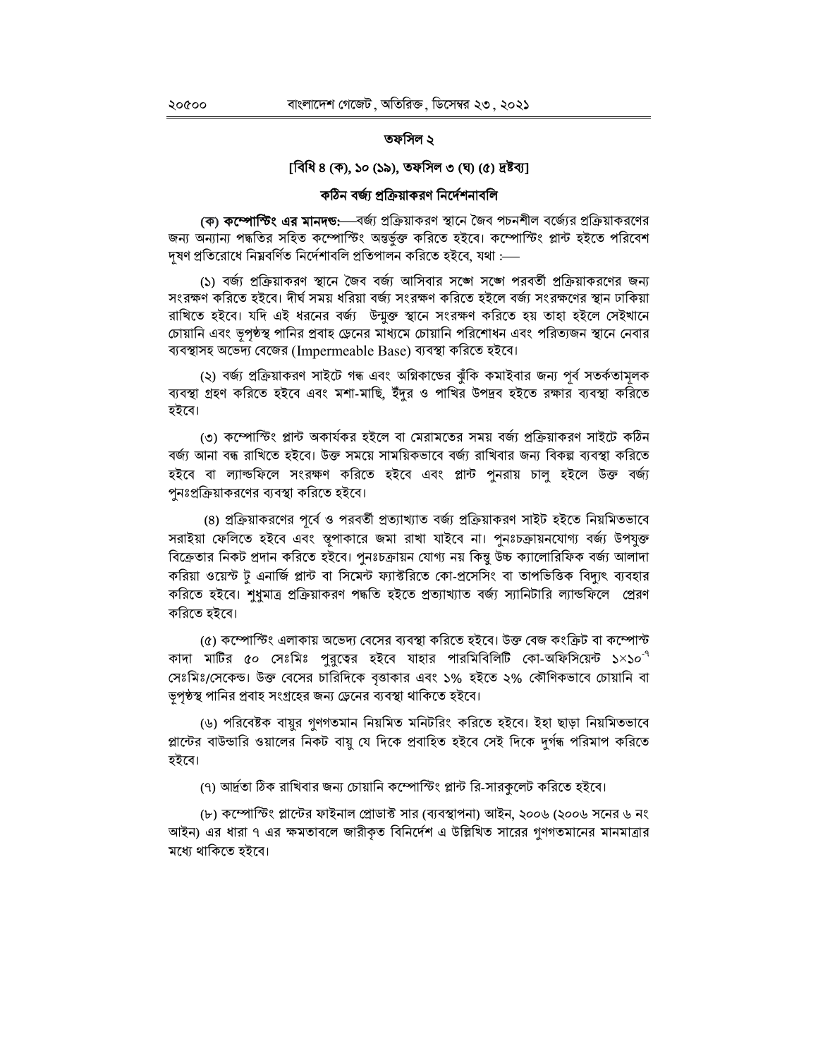## তফসিল ২

### [বিধি ৪ (ক), ১০ (১৯), তফসিল ৩ (ঘ) (৫) দ্রষ্টব্য]

### কঠিন বর্জ্য প্রক্রিয়াকরণ নির্দেশনাবলি

**(ক) কম্পোস্টিং এর মানদণ্ড:**—বর্জ্য প্রক্রিয়াকরণ স্থানে জৈব পচনশীল বর্জ্যের প্রক্রিয়াকরণের জন্য অন্যান্য পদ্ধতির সহিত কম্পোস্টিং অন্তর্ভুক্ত করিতে হইবে। কম্পোস্টিং প্লান্ট হইতে পরিবেশ দূষণ প্রতিরোধে নিম্নবর্ণিত নির্দেশাবলি প্রতিপালন করিতে হইবে, যথা :—

(১) বর্জ্য প্রক্রিয়াকরণ স্থানে জৈব বর্জ্য আসিবার সঙ্গে সঙ্গে পরবর্তী প্রক্রিয়াকরণের জন্য সংরক্ষণ করিতে হইবে। দীর্ঘ সময় ধরিয়া বর্জ্য সংরক্ষণ করিতে হইলে বর্জ্য সংরক্ষণের স্থান ঢাকিয়া রাখিতে হইবে। যদি এই ধরনের বর্জ্য উন্মুক্ত স্থানে সংরক্ষণ করিতে হয় তাহা হইলে সেইখানে চোয়ানি এবং ভূপৃষ্ঠস্থ পানির প্রবাহ ড্রেনের মাধ্যমে চোয়ানি পরিশোধন এবং পরিত্যজন স্থানে নেবার ব্যবস্থাসহ অভেদ্য বেজের (Impermeable Base) ব্যবস্থা করিতে হইবে।

(২) বর্জ্য প্রক্রিয়াকরণ সাইটে গন্ধ এবং অগ্নিকাণ্ডের ঝুঁকি কমাইবার জন্য পূর্ব সতর্কতামূলক ব্যবস্থা গ্রহণ করিতে হইবে এবং মশা-মাছি, ইঁদুর ও পাখির উপদ্রব হইতে রক্ষার ব্যবস্থা করিতে হইবে।

(৩) কম্পোস্টিং প্লান্ট অকার্যকর হইলে বা মেরামতের সময় বর্জ্য প্রক্রিয়াকরণ সাইটে কঠিন বর্জ্য আনা বন্ধ রাখিতে হইবে। উক্ত সময়ে সাময়িকভাবে বর্জ্য রাখিবার জন্য বিকল্প ব্যবস্থা করিতে হইবে বা ল্যান্ডফিলে সংরক্ষণ করিতে হইবে এবং প্লান্ট পুনরায় চালু হইলে উক্ত বর্জ্য পুনঃপ্রক্রিয়াকরণের ব্যবস্থা করিতে হইবে।

(৪) প্রক্রিয়াকরণের পূর্বে ও পরবর্তী প্রত্যাখ্যাত বর্জ্য প্রক্রিয়াকরণ সাইট হইতে নিয়মিতভাবে সরাইয়া ফেলিতে হইবে এবং স্তূপাকারে জমা রাখা যাইবে না। পুনঃচক্রায়নযোগ্য বর্জ্য উপযুক্ত বিক্রেতার নিকট প্রদান করিতে হইবে। পুনঃচক্রায়ন যোগ্য নয় কিন্তু উচ্চ ক্যালোরিফিক বর্জ্য আলাদা করিয়া ওয়েস্ট টু এনার্জি প্লান্ট বা সিমেন্ট ফ্যাক্টরিতে কো-প্রসেসিং বা তাপভিত্তিক বিদ্যুৎ ব্যবহার করিতে হইবে। শুধুমাত্র প্রক্রিয়াকরণ পদ্ধতি হইতে প্রত্যাখ্যাত বর্জ্য স্যানিটারি ল্যান্ডফিলে প্রেরণ করিতে হইবে।

(৫) কম্পোস্টিং এলাকায় অভেদ্য বেসের ব্যবস্থা করিতে হইবে। উক্ত বেজ কংক্রিট বা কম্পোস্ট কাদা মাটির ৫০ সেঃমিঃ পুরুত্বের হইবে যাহার পারমিবিলিটি কো-অফিসিয়েন্ট $১\times১০^{-৭}$ সেঃমিঃ/সেকেন্ড। উক্ত বেসের চারিদিকে বৃত্তাকার এবং ১% হইতে ২% কৌণিকভাবে চোয়ানি বা ভূপৃষ্ঠস্থ পানির প্রবাহ সংগ্রহের জন্য ড্রেনের ব্যবস্থা থাকিতে হইবে।

(৬) পরিবেষ্টক বায়ুর গুণগতমান নিয়মিত মনিটরিং করিতে হইবে। ইহা ছাড়া নিয়মিতভাবে প্লান্টের বাউন্ডারি ওয়ালের নিকট বায়ু যে দিকে প্রবাহিত হইবে সেই দিকে দুর্গন্ধ পরিমাপ করিতে হইবে।

(৭) আর্দ্রতা ঠিক রাখিবার জন্য চোয়ানি কম্পোস্টিং প্লান্ট রি-সারকুলেট করিতে হইবে।

(৮) কম্পোস্টিং প্লান্টের ফাইনাল প্রোডাক্ট সার (ব্যবস্থাপনা) আইন, ২০০৬ (২০০৬ সনের ৬ নং আইন) এর ধারা ৭ এর ক্ষমতাবলে জারীকৃত বিনির্দেশ এ উল্লিখিত সারের গুণগতমানের মানমাত্রার মধ্যে থাকিতে হইবে।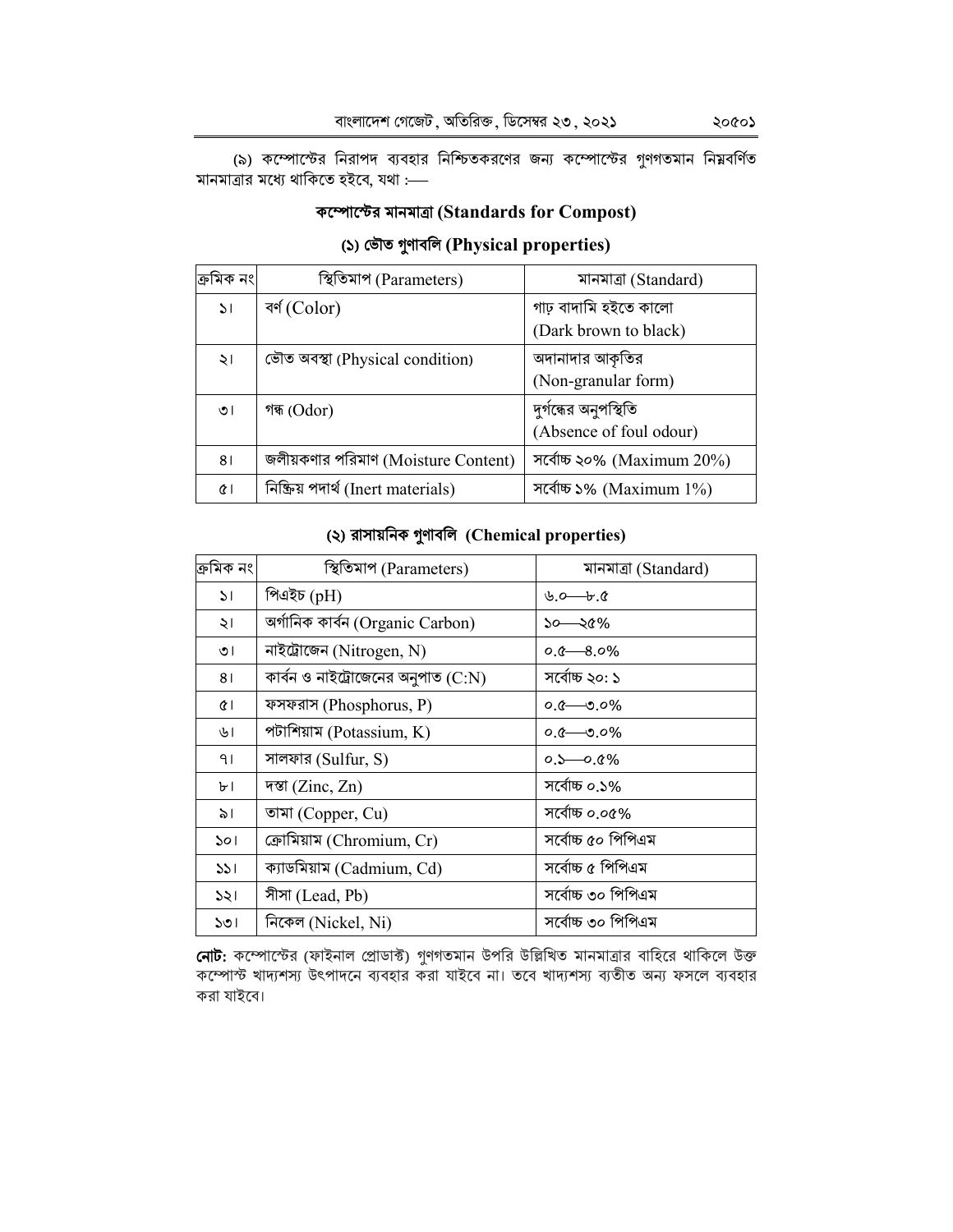(৯) কম্পোস্টের নিরাপদ ব্যবহার নিশ্চিতকরণের জন্য কম্পোস্টের গুণগতমান নিম্নবর্ণিত মানমাত্রার মধ্যে থাকিতে হইবে, যথা :—

## কম্পোস্টের মানমাত্রা (Standards for Compost)

### (১) ভৌত গুণাবলি (Physical properties)

| ক্রমিক নং | স্থিতিমাপ (Parameters) | মানমাত্রা (Standard) |
|---|---|---|
| ১। | বর্ণ (Color) | গাঢ় বাদামি হইতে কালো (Dark brown to black) |
| ২। | ভৌত অবস্থা (Physical condition) | অদানাদার আকৃতির (Non-granular form) |
| ৩। | গন্ধ (Odor) | দুর্গন্ধের অনুপস্থিতি (Absence of foul odour) |
| ৪। | জলীয়কণার পরিমাণ (Moisture Content) | সর্বোচ্চ ২০% (Maximum 20%) |
| ৫। | নিষ্ক্রিয় পদার্থ (Inert materials) | সর্বোচ্চ ১% (Maximum 1%) |

### (২) রাসায়নিক গুণাবলি (Chemical properties)

| ক্রমিক নং | স্থিতিমাপ (Parameters) | মানমাত্রা (Standard) |
|---|---|---|
| ১। | পিএইচ (pH) | ৬.০—৮.৫ |
| ২। | অর্গানিক কার্বন (Organic Carbon) | ১০—২৫% |
| ৩। | নাইট্রোজেন (Nitrogen, N) | ০.৫—৪.০% |
| ৪। | কার্বন ও নাইট্রোজেনের অনুপাত (C:N) | সর্বোচ্চ ২০: ১ |
| ৫। | ফসফরাস (Phosphorus, P) | ০.৫—৩.০% |
| ৬। | পটাশিয়াম (Potassium, K) | ০.৫—৩.০% |
| ৭। | সালফার (Sulfur, S) | ০.১—০.৫% |
| ৮। | দস্তা (Zinc, Zn) | সর্বোচ্চ ০.১% |
| ৯। | তামা (Copper, Cu) | সর্বোচ্চ ০.০৫% |
| ১০। | ক্রোমিয়াম (Chromium, Cr) | সর্বোচ্চ ৫০ পিপিএম |
| ১১। | ক্যাডমিয়াম (Cadmium, Cd) | সর্বোচ্চ ৫ পিপিএম |
| ১২। | সীসা (Lead, Pb) | সর্বোচ্চ ৩০ পিপিএম |
| ১৩। | নিকেল (Nickel, Ni) | সর্বোচ্চ ৩০ পিপিএম |

**নোট:** কম্পোস্টের (ফাইনাল প্রোডাক্ট) গুণগতমান উপরি উল্লিখিত মানমাত্রার বাহিরে থাকিলে উক্ত কম্পোস্ট খাদ্যশস্য উৎপাদনে ব্যবহার করা যাইবে না। তবে খাদ্যশস্য ব্যতীত অন্য ফসলে ব্যবহার করা যাইবে।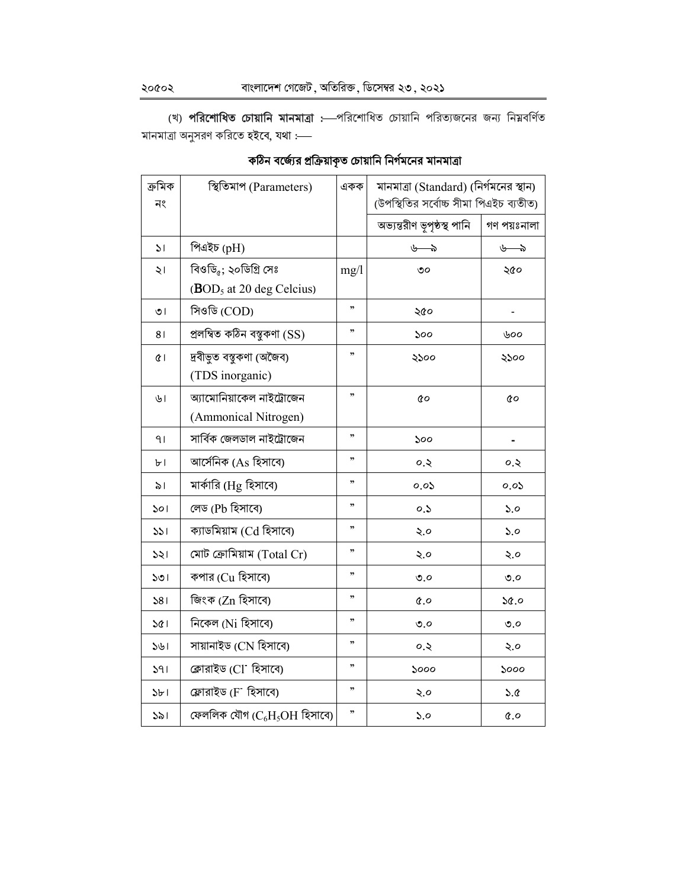(খ) **পরিশোধিত চোয়ানি মানমাত্রা** :—পরিশোধিত চোয়ানি পরিত্যজনের জন্য নিম্নবর্ণিত মানমাত্রা অনুসরণ করিতে হইবে, যথা :—

### কঠিন বর্জ্যের প্রক্রিয়াকৃত চোয়ানি নির্গমনের মানমাত্রা

| ক্রমিক নং | স্থিতিমাপ (Parameters) | একক | মানমাত্রা (Standard) (নির্গমনের স্থান) (উপস্থিতির সর্বোচ্চ সীমা পিএইচ ব্যতীত) | |
|---|---|---|---|---|
| | | | অভ্যন্তরীণ ভূপৃষ্ঠস্থ পানি | গণ পয়ঃনালা |
| ১। | পিএইচ (pH) | | ৬—৯ | ৬—৯ |
| ২। | বিওডি$_5$; ২০ডিগ্রি সেঃ (BOD$_5$ at 20 deg Celcius) | mg/l | ৩০ | ২৫০ |
| ৩। | সিওডি (COD) | ” | ২৫০ | - |
| ৪। | প্রলম্বিত কঠিন বস্তুকণা (SS) | ” | ১০০ | ৬০০ |
| ৫। | দ্রবীভুত বস্তুকণা (অজৈব) (TDS inorganic) | ” | ২১০০ | ২১০০ |
| ৬। | অ্যামোনিয়াকেল নাইট্রোজেন (Ammonical Nitrogen) | ” | ৫০ | ৫০ |
| ৭। | সার্বিক জেলডাল নাইট্রোজেন | ” | ১০০ | - |
| ৮। | আর্সেনিক (As হিসাবে) | ” | ০.২ | ০.২ |
| ৯। | মার্কারি (Hg হিসাবে) | ” | ০.০১ | ০.০১ |
| ১০। | লেড (Pb হিসাবে) | ” | ০.১ | ১.০ |
| ১১। | ক্যাডমিয়াম (Cd হিসাবে) | ” | ২.০ | ১.০ |
| ১২। | মোট ক্রোমিয়াম (Total Cr) | ” | ২.০ | ২.০ |
| ১৩। | কপার (Cu হিসাবে) | ” | ৩.০ | ৩.০ |
| ১৪। | জিংক (Zn হিসাবে) | ” | ৫.০ | ১৫.০ |
| ১৫। | নিকেল (Ni হিসাবে) | ” | ৩.০ | ৩.০ |
| ১৬। | সায়ানাইড (CN হিসাবে) | ” | ০.২ | ২.০ |
| ১৭। | ক্লোরাইড ($Cl^-$ হিসাবে) | ” | ১০০০ | ১০০০ |
| ১৮। | ফ্লোরাইড ($F^-$ হিসাবে) | ” | ২.০ | ১.৫ |
| ১৯। | ফেললিক যৌগ ($C_6H_5OH$ হিসাবে) | ” | ১.০ | ৫.০ |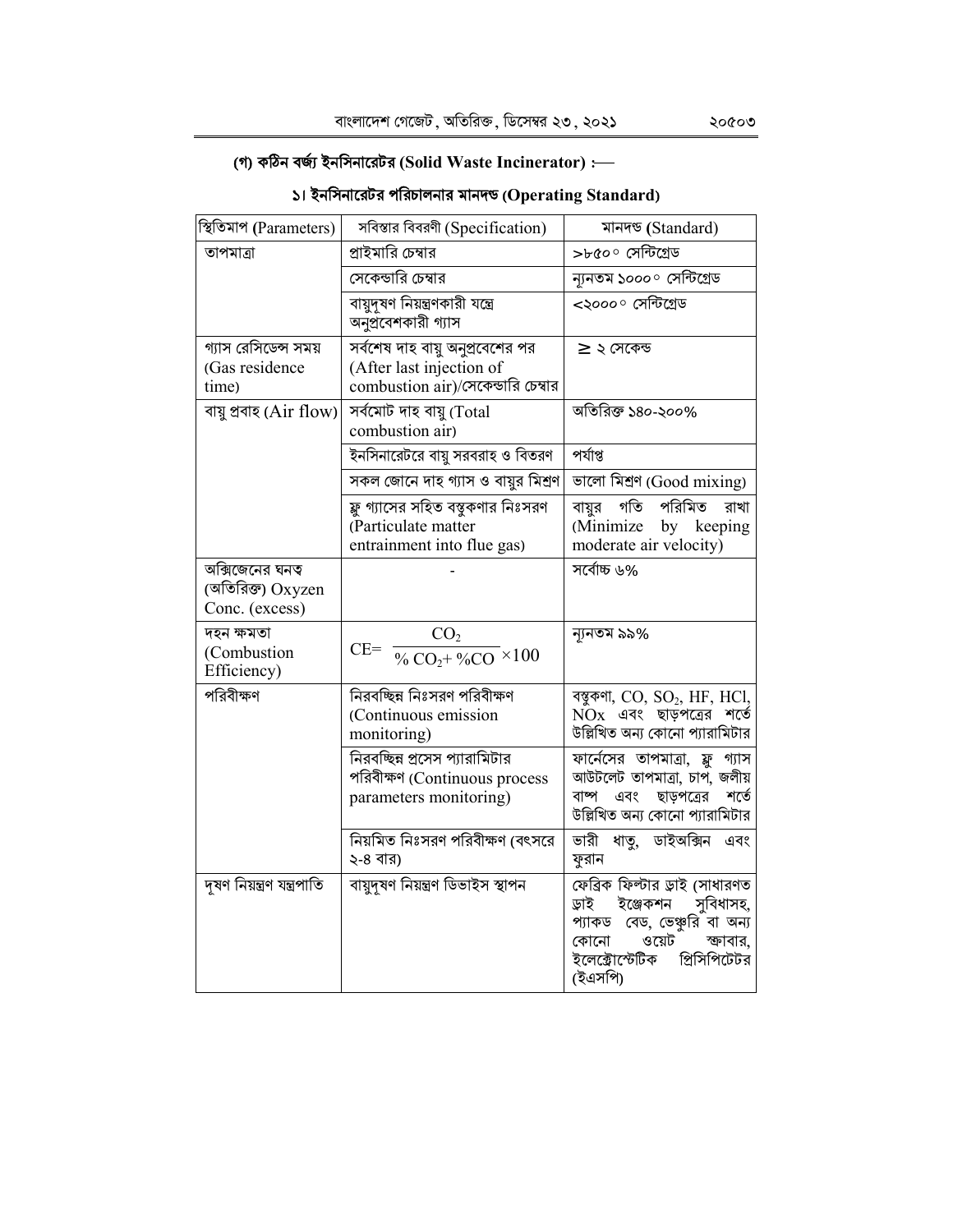### (গ) কঠিন বর্জ্য ইনসিনারেটর (Solid Waste Incinerator) :—

#### ১। ইনসিনারেটর পরিচালনার মানদণ্ড (Operating Standard)

| স্থিতিমাপ (Parameters) | সবিস্তার বিবরণী (Specification) | মানদণ্ড (Standard) |
|---|---|---|
| তাপমাত্রা | প্রাইমারি চেম্বার | >৮৫০° সেন্টিগ্রেড |
| | সেকেন্ডারি চেম্বার | ন্যূনতম ১০০০° সেন্টিগ্রেড |
| | বায়ুদূষণ নিয়ন্ত্রণকারী যন্ত্রে অনুপ্রবেশকারী গ্যাস | <২০০০° সেন্টিগ্রেড |
| গ্যাস রেসিডেন্স সময় (Gas residence time) | সর্বশেষ দাহ বায়ু অনুপ্রবেশের পর (After last injection of combustion air)/সেকেন্ডারি চেম্বার | $\geq$ ২ সেকেন্ড |
| বায়ু প্রবাহ (Air flow) | সর্বমোট দাহ বায়ু (Total combustion air) | অতিরিক্ত ১৪০-২০০% |
| | ইনসিনারেটরে বায়ু সরবরাহ ও বিতরণ | পর্যাপ্ত |
| | সকল জোনে দাহ গ্যাস ও বায়ুর মিশ্রণ | ভালো মিশ্রণ (Good mixing) |
| | ফ্লু গ্যাসের সহিত বস্তুকণার নিঃসরণ (Particulate matter entrainment into flue gas) | বায়ুর গতি পরিমিত রাখা (Minimize by keeping moderate air velocity) |
| অক্সিজেনের ঘনত্ব (অতিরিক্ত) Oxyzen Conc. (excess) | - | সর্বোচ্চ ৬% |
| দহন ক্ষমতা (Combustion Efficiency) | $CE= \frac{CO_2}{\% CO_2+ \%CO} \times 100$ | ন্যূনতম ৯৯% |
| পরিবীক্ষণ | নিরবচ্ছিন্ন নিঃসরণ পরিবীক্ষণ (Continuous emission monitoring) | বস্তুকণা, CO, $SO_2$, HF, HCl, NOx এবং ছাড়পত্রের শর্তে উল্লিখিত অন্য কোনো প্যারামিটার |
| | নিরবচ্ছিন্ন প্রসেস প্যারামিটার পরিবীক্ষণ (Continuous process parameters monitoring) | ফার্নেসের তাপমাত্রা, ফ্লু গ্যাস আউটলেট তাপমাত্রা, চাপ, জলীয় বাষ্প এবং ছাড়পত্রের শর্তে উল্লিখিত অন্য কোনো প্যারামিটার |
| | নিয়মিত নিঃসরণ পরিবীক্ষণ (বৎসরে ২-৪ বার) | ভারী ধাতু, ডাইঅক্সিন এবং ফুরান |
| দূষণ নিয়ন্ত্রণ যন্ত্রপাতি | বায়ুদূষণ নিয়ন্ত্রণ ডিভাইস স্থাপন | ফেব্রিক ফিল্টার ড্রাই (সাধারণত ড্রাই ইঞ্জেকশন সুবিধাসহ, প্যাকড বেড, ভেঞ্চুরি বা অন্য কোনো ওয়েট স্ক্রাবার, ইলেক্ট্রোস্টেটিক প্রিসিপিটেটর (ইএসপি) |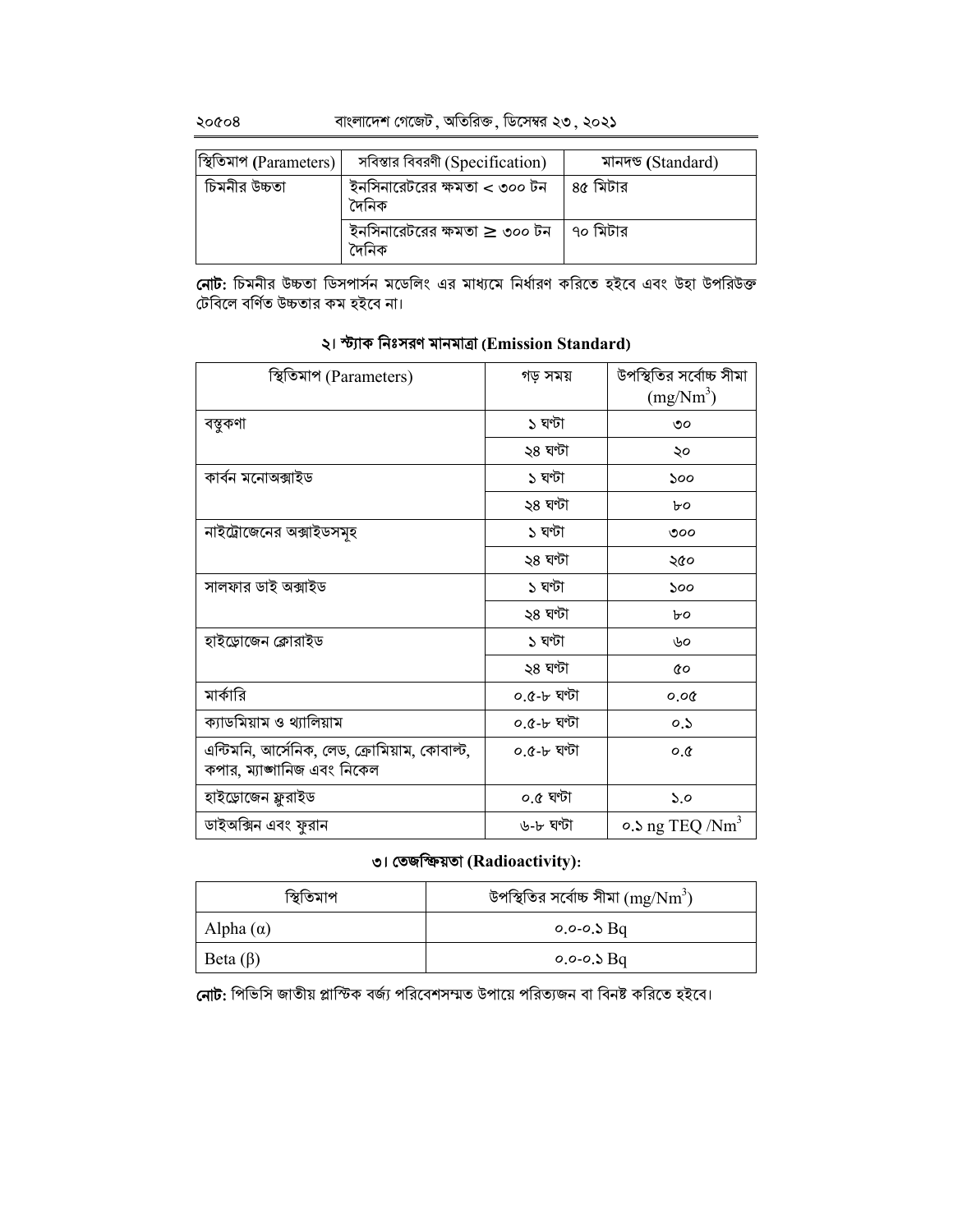| স্থিতিমাপ (Parameters) | সবিস্তার বিবরণী (Specification) | মানদন্ড (Standard) |
|---|---|---|
| চিমনীর উচ্চতা | ইনসিনারেটরের ক্ষমতা < ৩০০ টন দৈনিক | ৪৫ মিটার |
| | ইনসিনারেটরের ক্ষমতা ≥ ৩০০ টন দৈনিক | ৭০ মিটার |

**নোট:** চিমনীর উচ্চতা ডিসপার্সন মডেলিং এর মাধ্যমে নির্ধারণ করিতে হইবে এবং উহা উপরিউক্ত টেবিলে বর্ণিত উচ্চতার কম হইবে না।

## ২। স্ট্যাক নিঃসরণ মানমাত্রা (Emission Standard)

| স্থিতিমাপ (Parameters) | গড় সময় | উপস্থিতির সর্বোচ্চ সীমা ($mg/Nm^3$) |
|---|---|---|
| বস্তুকণা | ১ ঘণ্টা | ৩০ |
| | ২৪ ঘণ্টা | ২০ |
| কার্বন মনোঅক্সাইড | ১ ঘণ্টা | ১০০ |
| | ২৪ ঘণ্টা | ৮০ |
| নাইট্রোজেনের অক্সাইডসমূহ | ১ ঘণ্টা | ৩০০ |
| | ২৪ ঘণ্টা | ২৫০ |
| সালফার ডাই অক্সাইড | ১ ঘণ্টা | ১০০ |
| | ২৪ ঘণ্টা | ৮০ |
| হাইড্রোজেন ক্লোরাইড | ১ ঘণ্টা | ৬০ |
| | ২৪ ঘণ্টা | ৫০ |
| মার্কারি | ০.৫-৮ ঘণ্টা | ০.০৫ |
| ক্যাডমিয়াম ও থ্যালিয়াম | ০.৫-৮ ঘণ্টা | ০.১ |
| এন্টিমনি, আর্সেনিক, লেড, ক্রোমিয়াম, কোবাল্ট, কপার, ম্যাঙ্গানিজ এবং নিকেল | ০.৫-৮ ঘণ্টা | ০.৫ |
| হাইড্রোজেন ফ্লুরাইড | ০.৫ ঘণ্টা | ১.০ |
| ডাইঅক্সিন এবং ফুরান | ৬-৮ ঘণ্টা | ০.১ ng TEQ /$Nm^3$ |

## ৩। তেজস্ক্রিয়তা (Radioactivity):

| স্থিতিমাপ | উপস্থিতির সর্বোচ্চ সীমা ($mg/Nm^3$) |
|---|---|
| Alpha ($\alpha$) | ০.০-০.১ Bq |
| Beta ($\beta$) | ০.০-০.১ Bq |

**নোট:** পিভিসি জাতীয় প্লাস্টিক বর্জ্য পরিবেশসম্মত উপায়ে পরিত্যজন বা বিনষ্ট করিতে হইবে।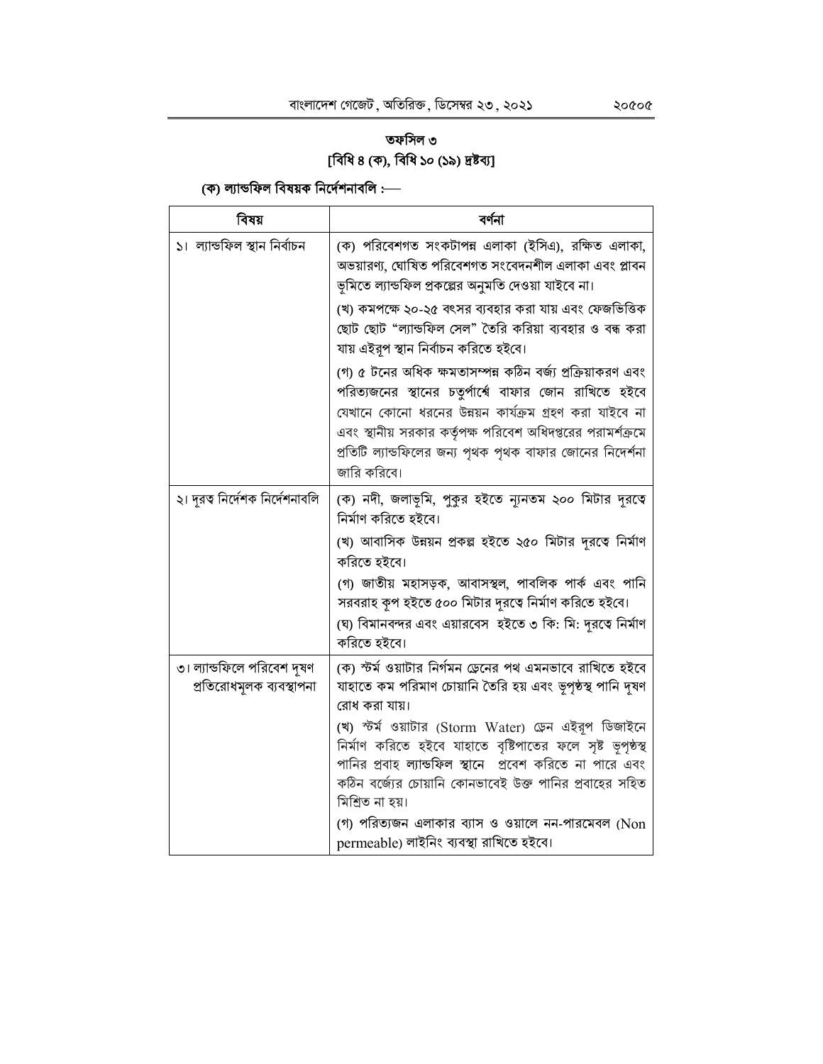## তফসিল ৩

### [বিধি ৪ (ক), বিধি ১০ (১৯) দ্রষ্টব্য]

**(ক) ল্যান্ডফিল বিষয়ক নির্দেশনাবলি :—**

| বিষয় | বর্ণনা |
|---|---|
| ১। ল্যান্ডফিল স্থান নির্বাচন | (ক) পরিবেশগত সংকটাপন্ন এলাকা (ইসিএ), রক্ষিত এলাকা, অভয়ারণ্য, ঘোষিত পরিবেশগত সংবেদনশীল এলাকা এবং প্লাবন ভূমিতে ল্যান্ডফিল প্রকল্পের অনুমতি দেওয়া যাইবে না।<br>(খ) কমপক্ষে ২০-২৫ বৎসর ব্যবহার করা যায় এবং ফেজভিত্তিক ছোট ছোট "ল্যান্ডফিল সেল" তৈরি করিয়া ব্যবহার ও বন্ধ করা যায় এইরূপ স্থান নির্বাচন করিতে হইবে।<br>(গ) ৫ টনের অধিক ক্ষমতাসম্পন্ন কঠিন বর্জ্য প্রক্রিয়াকরণ এবং পরিত্যজনের স্থানের চতুর্পার্শ্বে বাফার জোন রাখিতে হইবে যেখানে কোনো ধরনের উন্নয়ন কার্যক্রম গ্রহণ করা যাইবে না এবং স্থানীয় সরকার কর্তৃপক্ষ পরিবেশ অধিদপ্তরের পরামর্শক্রমে প্রতিটি ল্যান্ডফিলের জন্য পৃথক পৃথক বাফার জোনের নিদের্শনা জারি করিবে। |
| ২। দূরত্ব নির্দেশক নির্দেশনাবলি | (ক) নদী, জলাভূমি, পুকুর হইতে ন্যূনতম ২০০ মিটার দূরত্বে নির্মাণ করিতে হইবে।<br>(খ) আবাসিক উন্নয়ন প্রকল্প হইতে ২৫০ মিটার দূরত্বে নির্মাণ করিতে হইবে।<br>(গ) জাতীয় মহাসড়ক, আবাসস্থল, পাবলিক পার্ক এবং পানি সরবরাহ কূপ হইতে ৫০০ মিটার দূরত্বে নির্মাণ করিতে হইবে।<br>(ঘ) বিমানবন্দর এবং এয়ারবেস হইতে ৩ কি: মি: দূরত্বে নির্মাণ করিতে হইবে। |
| ৩। ল্যান্ডফিলে পরিবেশ দূষণ প্রতিরোধমূলক ব্যবস্থাপনা | (ক) স্টর্ম ওয়াটার নির্গমন ড্রেনের পথ এমনভাবে রাখিতে হইবে যাহাতে কম পরিমাণ চোয়ানি তৈরি হয় এবং ভূপৃষ্ঠস্থ পানি দূষণ রোধ করা যায়।<br>(খ) স্টর্ম ওয়াটার (Storm Water) ড্রেন এইরূপ ডিজাইনে নির্মাণ করিতে হইবে যাহাতে বৃষ্টিপাতের ফলে সৃষ্ট ভূপৃষ্ঠস্থ পানির প্রবাহ ল্যান্ডফিল স্থানে প্রবেশ করিতে না পারে এবং কঠিন বর্জ্যের চোয়ানি কোনভাবেই উক্ত পানির প্রবাহের সহিত মিশ্রিত না হয়।<br>(গ) পরিত্যজন এলাকার ব্যাস ও ওয়ালে নন-পারমেবল (Non permeable) লাইনিং ব্যবস্থা রাখিতে হইবে। |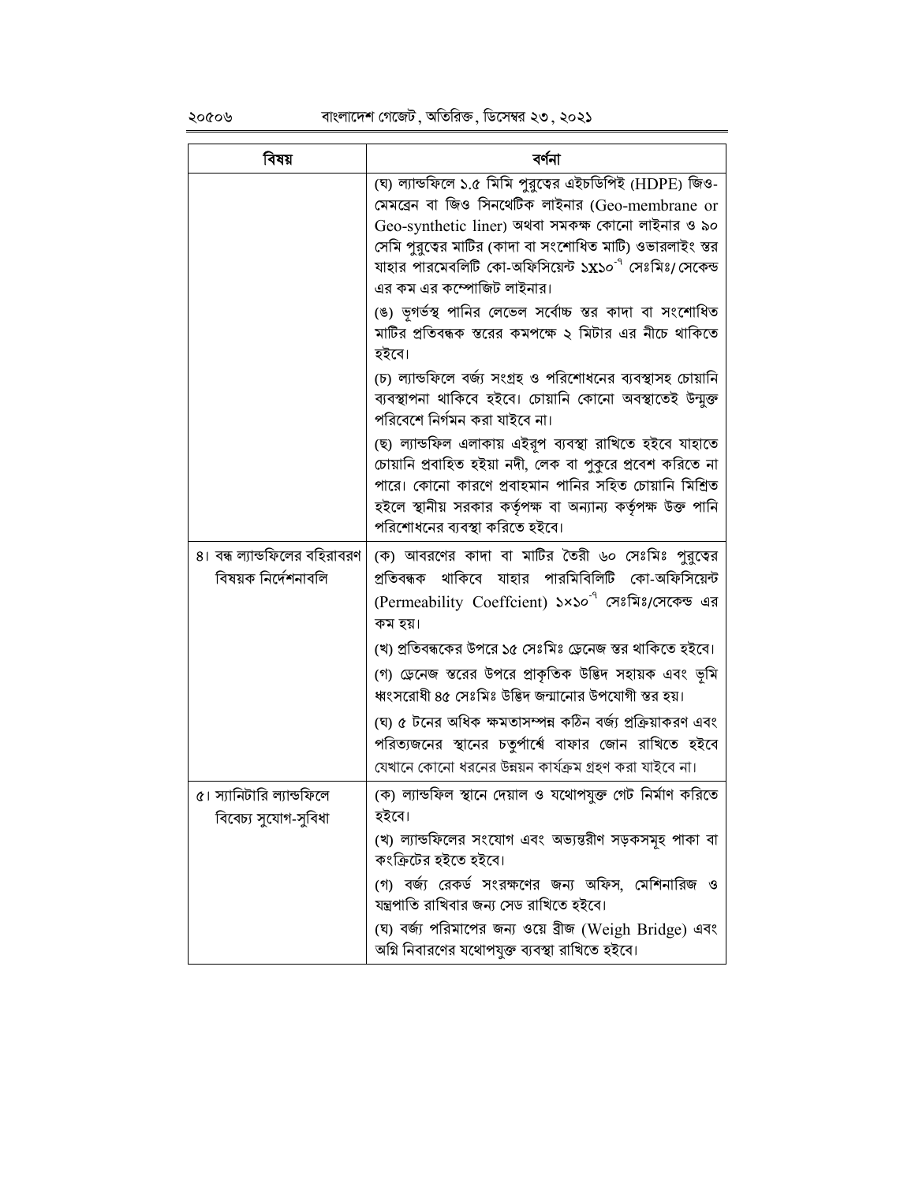| বিষয় | বর্ণনা |
| --- | --- |
| | (ঘ) ল্যান্ডফিলে ১.৫ মিমি পুরুত্বের এইচডিপিই (HDPE) জিও-মেমব্রেন বা জিও সিনথেটিক লাইনার (Geo-membrane or Geo-synthetic liner) অথবা সমকক্ষ কোনো লাইনার ও ৯০ সেমি পুরুত্বের মাটির (কাদা বা সংশোধিত মাটি) ওভারলাইং স্তর যাহার পারমেবলিটি কো-অফিসিয়েন্ট $১X১০^{-৭}$ সেঃমিঃ/ সেকেন্ড এর কম এর কম্পোজিট লাইনার।<br>(ঙ) ভূগর্ভস্থ পানির লেভেল সর্বোচ্চ স্তর কাদা বা সংশোধিত মাটির প্রতিবন্ধক স্তরের কমপক্ষে ২ মিটার এর নীচে থাকিতে হইবে।<br>(চ) ল্যান্ডফিলে বর্জ্য সংগ্রহ ও পরিশোধনের ব্যবস্থাসহ চোয়ানি ব্যবস্থাপনা থাকিবে হইবে। চোয়ানি কোনো অবস্থাতেই উন্মুক্ত পরিবেশে নির্গমন করা যাইবে না।<br>(ছ) ল্যান্ডফিল এলাকায় এইরূপ ব্যবস্থা রাখিতে হইবে যাহাতে চোয়ানি প্রবাহিত হইয়া নদী, লেক বা পুকুরে প্রবেশ করিতে না পারে। কোনো কারণে প্রবাহমান পানির সহিত চোয়ানি মিশ্রিত হইলে স্থানীয় সরকার কর্তৃপক্ষ বা অন্যান্য কর্তৃপক্ষ উক্ত পানি পরিশোধনের ব্যবস্থা করিতে হইবে। |
| ৪। বন্ধ ল্যান্ডফিলের বহিরাবরণ বিষয়ক নির্দেশনাবলি | (ক) আবরণের কাদা বা মাটির তৈরী ৬০ সেঃমিঃ পুরুত্বের প্রতিবন্ধক থাকিবে যাহার পারমিবিলিটি কো-অফিসিয়েন্ট (Permeability Coeffcient) $১×১০^{-৭}$ সেঃমিঃ/সেকেন্ড এর কম হয়।<br>(খ) প্রতিবন্ধকের উপরে ১৫ সেঃমিঃ ড্রেনেজ স্তর থাকিতে হইবে।<br>(গ) ড্রেনেজ স্তরের উপরে প্রাকৃতিক উদ্ভিদ সহায়ক এবং ভূমি ধ্বংসরোধী ৪৫ সেঃমিঃ উদ্ভিদ জন্মানোর উপযোগী স্তর হয়।<br>(ঘ) ৫ টনের অধিক ক্ষমতাসম্পন্ন কঠিন বর্জ্য প্রক্রিয়াকরণ এবং পরিত্যজনের স্থানের চতুর্পার্শ্বে বাফার জোন রাখিতে হইবে যেখানে কোনো ধরনের উন্নয়ন কার্যক্রম গ্রহণ করা যাইবে না। |
| ৫। স্যানিটারি ল্যান্ডফিলে বিবেচ্য সুযোগ-সুবিধা | (ক) ল্যান্ডফিল স্থানে দেয়াল ও যথোপযুক্ত গেট নির্মাণ করিতে হইবে।<br>(খ) ল্যান্ডফিলের সংযোগ এবং অভ্যন্তরীণ সড়কসমূহ পাকা বা কংক্রিটের হইতে হইবে।<br>(গ) বর্জ্য রেকর্ড সংরক্ষণের জন্য অফিস, মেশিনারিজ ও যন্ত্রপাতি রাখিবার জন্য সেড রাখিতে হইবে।<br>(ঘ) বর্জ্য পরিমাপের জন্য ওয়ে ব্রীজ (Weigh Bridge) এবং অগ্নি নিবারণের যথোপযুক্ত ব্যবস্থা রাখিতে হইবে। |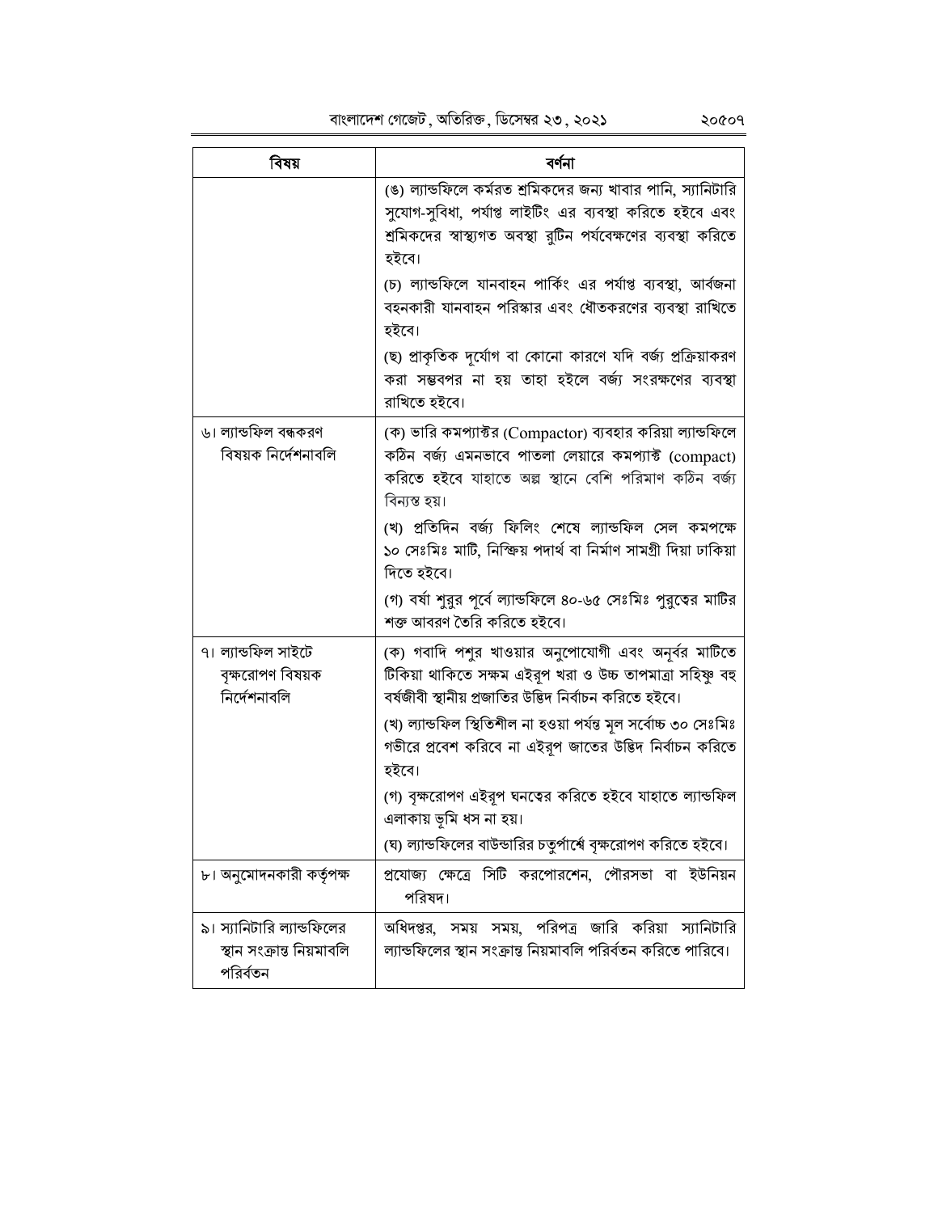| বিষয় | বর্ণনা |
|---|---|
| | (ঙ) ল্যান্ডফিলে কর্মরত শ্রমিকদের জন্য খাবার পানি, স্যানিটারি সুযোগ-সুবিধা, পর্যাপ্ত লাইটিং এর ব্যবস্থা করিতে হইবে এবং শ্রমিকদের স্বাস্থ্যগত অবস্থা রুটিন পর্যবেক্ষণের ব্যবস্থা করিতে হইবে। (চ) ল্যান্ডফিলে যানবাহন পার্কিং এর পর্যাপ্ত ব্যবস্থা, আবর্জনা বহনকারী যানবাহন পরিস্কার এবং ধৌতকরণের ব্যবস্থা রাখিতে হইবে। (ছ) প্রাকৃতিক দূর্যোগ বা কোনো কারণে যদি বর্জ্য প্রক্রিয়াকরণ করা সম্ভবপর না হয় তাহা হইলে বর্জ্য সংরক্ষণের ব্যবস্থা রাখিতে হইবে। |
| ৬। ল্যান্ডফিল বন্ধকরণ বিষয়ক নির্দেশনাবলি | (ক) ভারি কমপ্যাক্টর (Compactor) ব্যবহার করিয়া ল্যান্ডফিলে কঠিন বর্জ্য এমনভাবে পাতলা লেয়ারে কমপ্যাক্ট (compact) করিতে হইবে যাহাতে অল্প স্থানে বেশি পরিমাণ কঠিন বর্জ্য বিন্যস্ত হয়। (খ) প্রতিদিন বর্জ্য ফিলিং শেষে ল্যান্ডফিল সেল কমপক্ষে ১০ সেঃমিঃ মাটি, নিস্ক্রিয় পদার্থ বা নির্মাণ সামগ্রী দিয়া ঢাকিয়া দিতে হইবে। (গ) বর্ষা শুরুর পূর্বে ল্যান্ডফিলে ৪০-৬৫ সেঃমিঃ পুরুত্বের মাটির শক্ত আবরণ তৈরি করিতে হইবে। |
| ৭। ল্যান্ডফিল সাইটে বৃক্ষরোপণ বিষয়ক নির্দেশনাবলি | (ক) গবাদি পশুর খাওয়ার অনুপোযোগী এবং অনূর্বর মাটিতে টিকিয়া থাকিতে সক্ষম এইরূপ খরা ও উচ্চ তাপমাত্রা সহিষ্ণু বহু বর্ষজীবী স্থানীয় প্রজাতির উদ্ভিদ নির্বাচন করিতে হইবে। (খ) ল্যান্ডফিল স্থিতিশীল না হওয়া পর্যন্ত মূল সর্বোচ্চ ৩০ সেঃমিঃ গভীরে প্রবেশ করিবে না এইরূপ জাতের উদ্ভিদ নির্বাচন করিতে হইবে। (গ) বৃক্ষরোপণ এইরূপ ঘনত্বের করিতে হইবে যাহাতে ল্যান্ডফিল এলাকায় ভূমি ধস না হয়। (ঘ) ল্যান্ডফিলের বাউন্ডারির চতুর্পার্শ্বে বৃক্ষরোপণ করিতে হইবে। |
| ৮। অনুমোদনকারী কর্তৃপক্ষ | প্রযোজ্য ক্ষেত্রে সিটি করপোরেশন, পৌরসভা বা ইউনিয়ন পরিষদ। |
| ৯। স্যানিটারি ল্যান্ডফিলের স্থান সংক্রান্ত নিয়মাবলি পরিবর্তন | অধিদপ্তর, সময় সময়, পরিপত্র জারি করিয়া স্যানিটারি ল্যান্ডফিলের স্থান সংক্রান্ত নিয়মাবলি পরিবর্তন করিতে পারিবে। |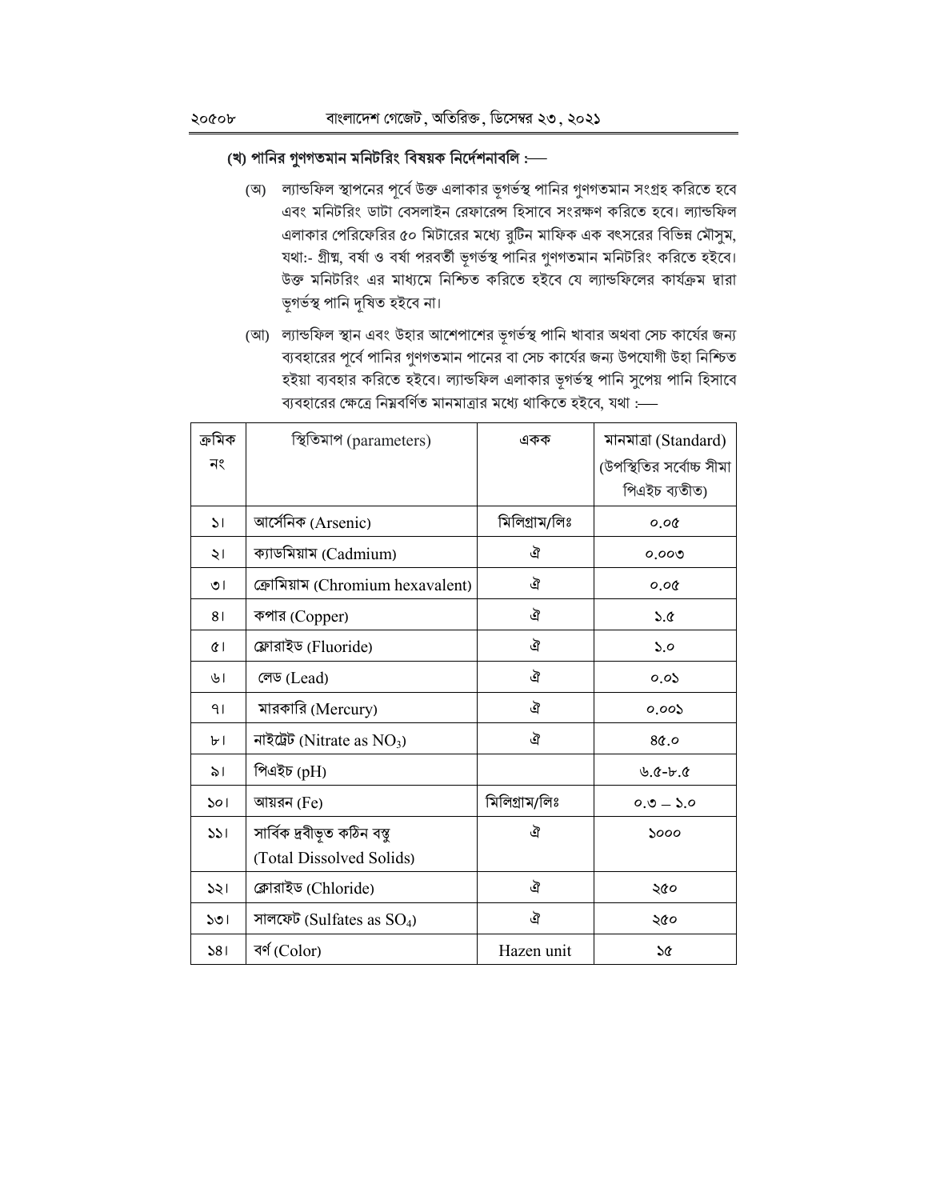### (খ) পানির গুণগতমান মনিটরিং বিষয়ক নির্দেশনাবলি :—

(অ) ল্যান্ডফিল স্থাপনের পূর্বে উক্ত এলাকার ভূগর্ভস্থ পানির গুণগতমান সংগ্রহ করিতে হবে এবং মনিটরিং ডাটা বেসলাইন রেফারেন্স হিসাবে সংরক্ষণ করিতে হবে। ল্যান্ডফিল এলাকার পেরিফেরির ৫০ মিটারের মধ্যে রুটিন মাফিক এক বৎসরের বিভিন্ন মৌসুম, যথা:- গ্রীষ্ম, বর্ষা ও বর্ষা পরবর্তী ভূগর্ভস্থ পানির গুণগতমান মনিটরিং করিতে হইবে। উক্ত মনিটরিং এর মাধ্যমে নিশ্চিত করিতে হইবে যে ল্যান্ডফিলের কার্যক্রম দ্বারা ভূগর্ভস্থ পানি দূষিত হইবে না।

(আ) ল্যান্ডফিল স্থান এবং উহার আশেপাশের ভূগর্ভস্থ পানি খাবার অথবা সেচ কার্যের জন্য ব্যবহারের পূর্বে পানির গুণগতমান পানের বা সেচ কার্যের জন্য উপযোগী উহা নিশ্চিত হইয়া ব্যবহার করিতে হইবে। ল্যান্ডফিল এলাকার ভূগর্ভস্থ পানি সুপেয় পানি হিসাবে ব্যবহারের ক্ষেত্রে নিম্নবর্ণিত মানমাত্রার মধ্যে থাকিতে হইবে, যথা :—

| ক্রমিক নং | স্থিতিমাপ (parameters) | একক | মানমাত্রা (Standard) (উপস্থিতির সর্বোচ্চ সীমা পিএইচ ব্যতীত) |
|---|---|---|---|
| ১। | আর্সেনিক (Arsenic) | মিলিগ্রাম/লিঃ | ০.০৫ |
| ২। | ক্যাডমিয়াম (Cadmium) | ঐ | ০.০০৩ |
| ৩। | ক্রোমিয়াম (Chromium hexavalent) | ঐ | ০.০৫ |
| ৪। | কপার (Copper) | ঐ | ১.৫ |
| ৫। | ফ্লোরাইড (Fluoride) | ঐ | ১.০ |
| ৬। | লেড (Lead) | ঐ | ০.০১ |
| ৭। | মারকারি (Mercury) | ঐ | ০.০০১ |
| ৮। | নাইট্রেট (Nitrate as $NO_3$) | ঐ | ৪৫.০ |
| ৯। | পিএইচ (pH) | | ৬.৫-৮.৫ |
| ১০। | আয়রন (Fe) | মিলিগ্রাম/লিঃ | ০.৩ – ১.০ |
| ১১। | সার্বিক দ্রবীভূত কঠিন বস্তু (Total Dissolved Solids) | ঐ | ১০০০ |
| ১২। | ক্লোরাইড (Chloride) | ঐ | ২৫০ |
| ১৩। | সালফেট (Sulfates as $SO_4$) | ঐ | ২৫০ |
| ১৪। | বর্ণ (Color) | Hazen unit | ১৫ |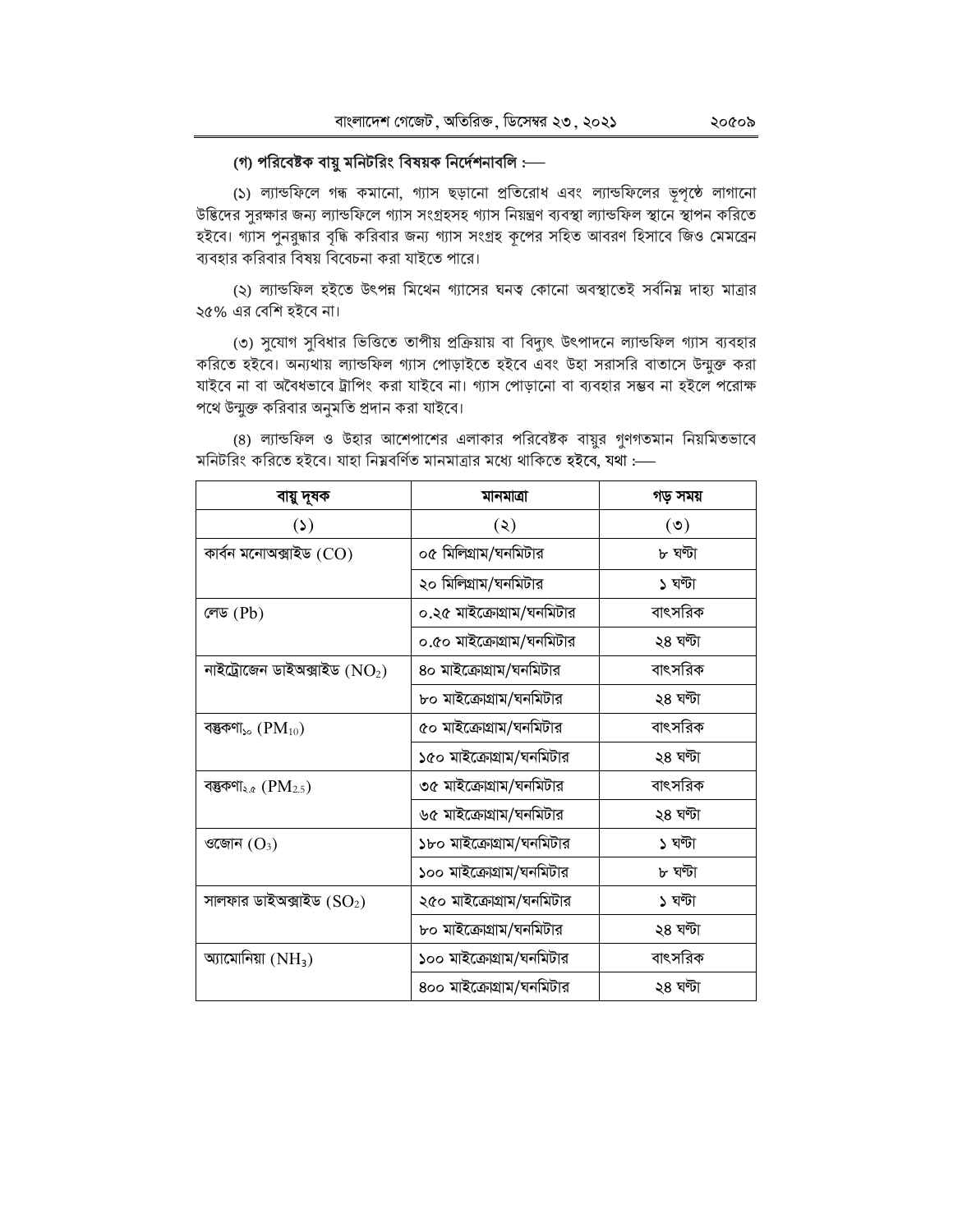**(গ) পরিবেষ্টক বায়ু মনিটরিং বিষয়ক নির্দেশনাবলি :—**

(১) ল্যান্ডফিলে গন্ধ কমানো, গ্যাস ছড়ানো প্রতিরোধ এবং ল্যান্ডফিলের ভূপৃষ্ঠে লাগানো উদ্ভিদের সুরক্ষার জন্য ল্যান্ডফিলে গ্যাস সংগ্রহসহ গ্যাস নিয়ন্ত্রণ ব্যবস্থা ল্যান্ডফিল স্থানে স্থাপন করিতে হইবে। গ্যাস পুনরুদ্ধার বৃদ্ধি করিবার জন্য গ্যাস সংগ্রহ কূপের সহিত আবরণ হিসাবে জিও মেমব্রেন ব্যবহার করিবার বিষয় বিবেচনা করা যাইতে পারে।

(২) ল্যান্ডফিল হইতে উৎপন্ন মিথেন গ্যাসের ঘনত্ব কোনো অবস্থাতেই সর্বনিম্ন দাহ্য মাত্রার ২৫% এর বেশি হইবে না।

(৩) সুযোগ সুবিধার ভিত্তিতে তাপীয় প্রক্রিয়ায় বা বিদ্যুৎ উৎপাদনে ল্যান্ডফিল গ্যাস ব্যবহার করিতে হইবে। অন্যথায় ল্যান্ডফিল গ্যাস পোড়াইতে হইবে এবং উহা সরাসরি বাতাসে উন্মুক্ত করা যাইবে না বা অবৈধভাবে ট্রাপিং করা যাইবে না। গ্যাস পোড়ানো বা ব্যবহার সম্ভব না হইলে পরোক্ষ পথে উন্মুক্ত করিবার অনুমতি প্রদান করা যাইবে।

(৪) ল্যান্ডফিল ও উহার আশেপাশের এলাকার পরিবেষ্টক বায়ুর গুণগতমান নিয়মিতভাবে মনিটরিং করিতে হইবে। যাহা নিম্নবর্ণিত মানমাত্রার মধ্যে থাকিতে হইবে, যথা :—

| বায়ু দূষক | মানমাত্রা | গড় সময় |
|---|---|---|
| (১) | (২) | (৩) |
| কার্বন মনোঅক্সাইড ($CO$) | ০৫ মিলিগ্রাম/ঘনমিটার | ৮ ঘণ্টা |
| | ২০ মিলিগ্রাম/ঘনমিটার | ১ ঘণ্টা |
| লেড ($Pb$) | ০.২৫ মাইক্রোগ্রাম/ঘনমিটার | বাৎসরিক |
| | ০.৫০ মাইক্রোগ্রাম/ঘনমিটার | ২৪ ঘণ্টা |
| নাইট্রোজেন ডাইঅক্সাইড ($NO_2$) | ৪০ মাইক্রোগ্রাম/ঘনমিটার | বাৎসরিক |
| | ৮০ মাইক্রোগ্রাম/ঘনমিটার | ২৪ ঘণ্টা |
| বস্তুকণা$_{১০}$ ($PM_{10}$) | ৫০ মাইক্রোগ্রাম/ঘনমিটার | বাৎসরিক |
| | ১৫০ মাইক্রোগ্রাম/ঘনমিটার | ২৪ ঘণ্টা |
| বস্তুকণা$_{২.৫}$ ($PM_{2.5}$) | ৩৫ মাইক্রোগ্রাম/ঘনমিটার | বাৎসরিক |
| | ৬৫ মাইক্রোগ্রাম/ঘনমিটার | ২৪ ঘণ্টা |
| ওজোন ($O_3$) | ১৮০ মাইক্রোগ্রাম/ঘনমিটার | ১ ঘণ্টা |
| | ১০০ মাইক্রোগ্রাম/ঘনমিটার | ৮ ঘণ্টা |
| সালফার ডাইঅক্সাইড ($SO_2$) | ২৫০ মাইক্রোগ্রাম/ঘনমিটার | ১ ঘণ্টা |
| | ৮০ মাইক্রোগ্রাম/ঘনমিটার | ২৪ ঘণ্টা |
| অ্যামোনিয়া ($NH_3$) | ১০০ মাইক্রোগ্রাম/ঘনমিটার | বাৎসরিক |
| | ৪০০ মাইক্রোগ্রাম/ঘনমিটার | ২৪ ঘণ্টা |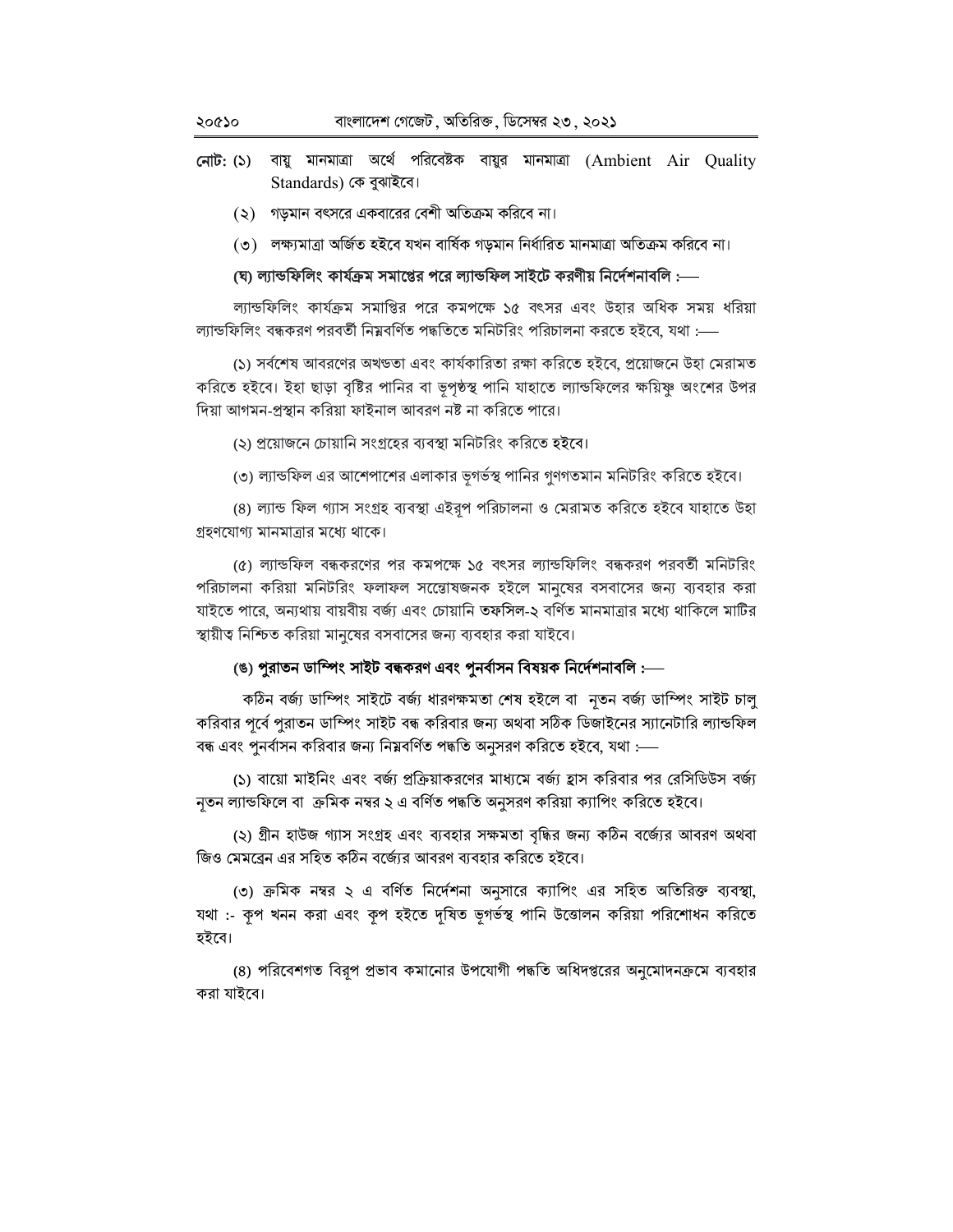নোট: (১) বায়ু মানমাত্রা অর্থে পরিবেষ্টক বায়ুর মানমাত্রা (Ambient Air Quality Standards) কে বুঝাইবে।

(২) গড়মান বৎসরে একবারের বেশী অতিক্রম করিবে না।

(৩) লক্ষ্যমাত্রা অর্জিত হইবে যখন বার্ষিক গড়মান নির্ধারিত মানমাত্রা অতিক্রম করিবে না।

**(ঘ) ল্যান্ডফিলিং কার্যক্রম সমাপ্তের পরে ল্যান্ডফিল সাইটে করণীয় নির্দেশনাবলি :—**

ল্যান্ডফিলিং কার্যক্রম সমাপ্তির পরে কমপক্ষে ১৫ বৎসর এবং উহার অধিক সময় ধরিয়া ল্যান্ডফিলিং বন্ধকরণ পরবর্তী নিম্নবর্ণিত পদ্ধতিতে মনিটরিং পরিচালনা করতে হইবে, যথা :—

(১) সর্বশেষ আবরণের অখন্ডতা এবং কার্যকারিতা রক্ষা করিতে হইবে, প্রয়োজনে উহা মেরামত করিতে হইবে। ইহা ছাড়া বৃষ্টির পানির বা ভূপৃষ্ঠস্থ পানি যাহাতে ল্যান্ডফিলের ক্ষয়িষ্ণু অংশের উপর দিয়া আগমন-প্রস্থান করিয়া ফাইনাল আবরণ নষ্ট না করিতে পারে।

(২) প্রয়োজনে চোয়ানি সংগ্রহের ব্যবস্থা মনিটরিং করিতে হইবে।

(৩) ল্যান্ডফিল এর আশেপাশের এলাকার ভূগর্ভস্থ পানির গুণগতমান মনিটরিং করিতে হইবে।

(৪) ল্যান্ড ফিল গ্যাস সংগ্রহ ব্যবস্থা এইরূপ পরিচালনা ও মেরামত করিতে হইবে যাহাতে উহা গ্রহণযোগ্য মানমাত্রার মধ্যে থাকে।

(৫) ল্যান্ডফিল বন্ধকরণের পর কমপক্ষে ১৫ বৎসর ল্যান্ডফিলিং বন্ধকরণ পরবর্তী মনিটরিং পরিচালনা করিয়া মনিটরিং ফলাফল সন্তোষজনক হইলে মানুষের বসবাসের জন্য ব্যবহার করা যাইতে পারে, অন্যথায় বায়বীয় বর্জ্য এবং চোয়ানি তফসিল-২ বর্ণিত মানমাত্রার মধ্যে থাকিলে মাটির স্থায়ীত্ব নিশ্চিত করিয়া মানুষের বসবাসের জন্য ব্যবহার করা যাইবে।

**(ঙ) পুরাতন ডাম্পিং সাইট বন্ধকরণ এবং পুনর্বাসন বিষয়ক নির্দেশনাবলি :—**

কঠিন বর্জ্য ডাম্পিং সাইটে বর্জ্য ধারণক্ষমতা শেষ হইলে বা নূতন বর্জ্য ডাম্পিং সাইট চালু করিবার পূর্বে পুরাতন ডাম্পিং সাইট বন্ধ করিবার জন্য অথবা সঠিক ডিজাইনের স্যানেটারি ল্যান্ডফিল বন্ধ এবং পুনর্বাসন করিবার জন্য নিম্নবর্ণিত পদ্ধতি অনুসরণ করিতে হইবে, যথা :—

(১) বায়ো মাইনিং এবং বর্জ্য প্রক্রিয়াকরণের মাধ্যমে বর্জ্য হ্রাস করিবার পর রেসিডিউস বর্জ্য নূতন ল্যান্ডফিলে বা ক্রমিক নম্বর ২ এ বর্ণিত পদ্ধতি অনুসরণ করিয়া ক্যাপিং করিতে হইবে।

(২) গ্রীন হাউজ গ্যাস সংগ্রহ এবং ব্যবহার সক্ষমতা বৃদ্ধির জন্য কঠিন বর্জ্যের আবরণ অথবা জিও মেমব্রেন এর সহিত কঠিন বর্জ্যের আবরণ ব্যবহার করিতে হইবে।

(৩) ক্রমিক নম্বর ২ এ বর্ণিত নির্দেশনা অনুসারে ক্যাপিং এর সহিত অতিরিক্ত ব্যবস্থা, যথা :- কূপ খনন করা এবং কূপ হইতে দূষিত ভূগর্ভস্থ পানি উত্তোলন করিয়া পরিশোধন করিতে হইবে।

(৪) পরিবেশগত বিরূপ প্রভাব কমানোর উপযোগী পদ্ধতি অধিদপ্তরের অনুমোদনক্রমে ব্যবহার করা যাইবে।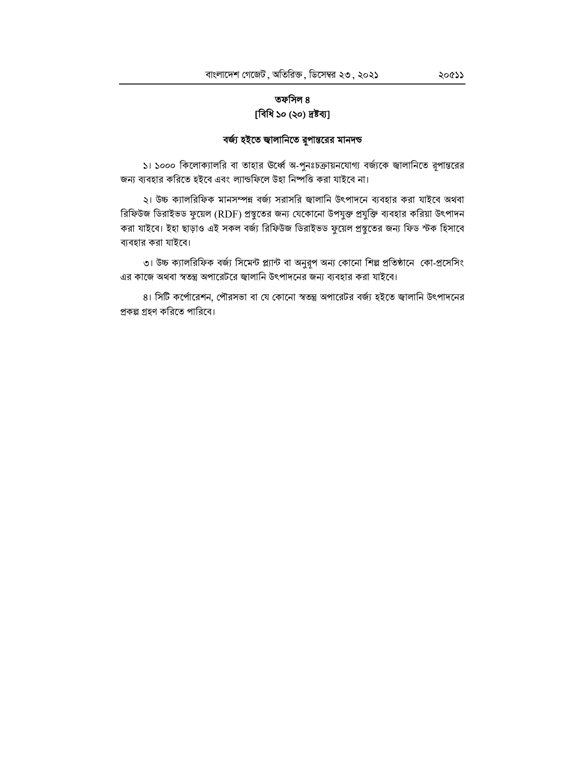## তফসিল ৪
### [বিধি ১০ (২০) দ্রষ্টব্য]

### বর্জ্য হইতে জ্বালানিতে রূপান্তরের মানদণ্ড

১। ১০০০ কিলোক্যালরি বা তাহার উর্ধ্বে অ-পুনঃচক্রায়নযোগ্য বর্জ্যকে জ্বালানিতে রূপান্তরের জন্য ব্যবহার করিতে হইবে এবং ল্যান্ডফিলে উহা নিষ্পত্তি করা যাইবে না।

২। উচ্চ ক্যালরিফিক মানসম্পন্ন বর্জ্য সরাসরি জ্বালানি উৎপাদনে ব্যবহার করা যাইবে অথবা রিফিউজ ডিরাইভড ফুয়েল (RDF) প্রস্তুতের জন্য যেকোনো উপযুক্ত প্রযুক্তি ব্যবহার করিয়া উৎপাদন করা যাইবে। ইহা ছাড়াও এই সকল বর্জ্য রিফিউজ ডিরাইভড ফুয়েল প্রস্তুতের জন্য ফিড স্টক হিসাবে ব্যবহার করা যাইবে।

৩। উচ্চ ক্যালরিফিক বর্জ্য সিমেন্ট প্ল্যান্ট বা অনুরূপ অন্য কোনো শিল্প প্রতিষ্ঠানে কো-প্রসেসিং এর কাজে অথবা স্বতন্ত্র অপারেটরে জ্বালানি উৎপাদনের জন্য ব্যবহার করা যাইবে।

৪। সিটি কর্পোরেশন, পৌরসভা বা যে কোনো স্বতন্ত্র অপারেটর বর্জ্য হইতে জ্বালানি উৎপাদনের প্রকল্প গ্রহণ করিতে পারিবে।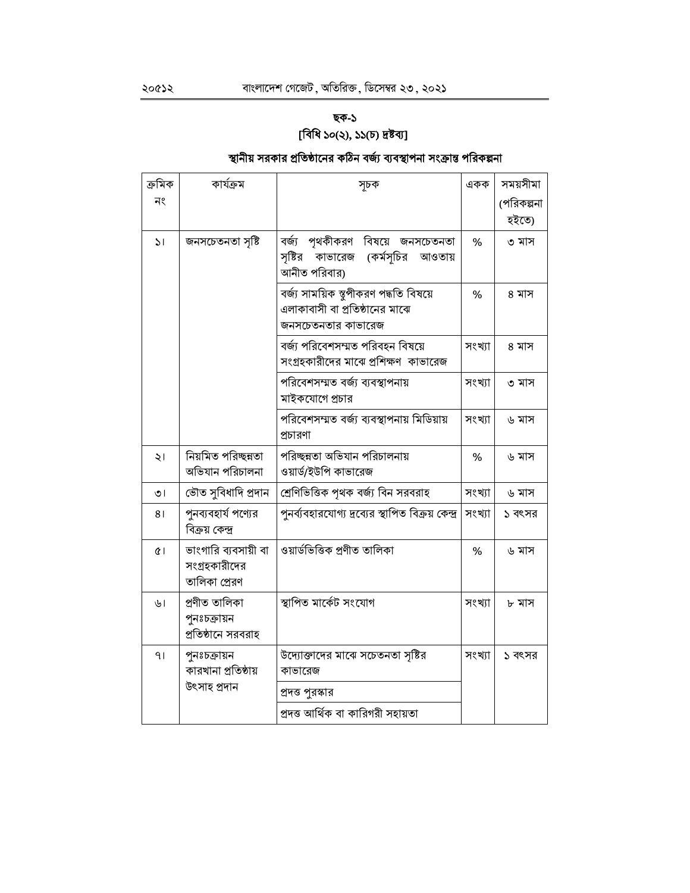## ছক-১
### [বিধি ১০(২), ১১(চ) দ্রষ্টব্য]

### স্থানীয় সরকার প্রতিষ্ঠানের কঠিন বর্জ্য ব্যবস্থাপনা সংক্রান্ত পরিকল্পনা

| ক্রমিক নং | কার্যক্রম | সূচক | একক | সময়সীমা (পরিকল্পনা হইতে) |
|---|---|---|---|---|
| ১। | জনসচেতনতা সৃষ্টি | বর্জ্য পৃথকীকরণ বিষয়ে জনসচেতনতা সৃষ্টির কাভারেজ (কর্মসূচির আওতায় আনীত পরিবার) | % | ৩ মাস |
| | | বর্জ্য সাময়িক স্তূপীকরণ পদ্ধতি বিষয়ে এলাকাবাসী বা প্রতিষ্ঠানের মাঝে জনসচেতনতার কাভারেজ | % | ৪ মাস |
| | | বর্জ্য পরিবেশসম্মত পরিবহন বিষয়ে সংগ্রহকারীদের মাঝে প্রশিক্ষণ কাভারেজ | সংখ্যা | ৪ মাস |
| | | পরিবেশসম্মত বর্জ্য ব্যবস্থাপনায় মাইকযোগে প্রচার | সংখ্যা | ৩ মাস |
| | | পরিবেশসম্মত বর্জ্য ব্যবস্থাপনায় মিডিয়ায় প্রচারণা | সংখ্যা | ৬ মাস |
| ২। | নিয়মিত পরিচ্ছন্নতা অভিযান পরিচালনা | পরিচ্ছন্নতা অভিযান পরিচালনায় ওয়ার্ড/ইউপি কাভারেজ | % | ৬ মাস |
| ৩। | ভৌত সুবিধাদি প্রদান | শ্রেণিভিত্তিক পৃথক বর্জ্য বিন সরবরাহ | সংখ্যা | ৬ মাস |
| ৪। | পুনব্যবহার্য পণ্যের বিক্রয় কেন্দ্র | পুনর্ব্যবহারযোগ্য দ্রব্যের স্থাপিত বিক্রয় কেন্দ্র | সংখ্যা | ১ বৎসর |
| ৫। | ভাংগারি ব্যবসায়ী বা সংগ্রহকারীদের তালিকা প্রেরণ | ওয়ার্ডভিত্তিক প্রণীত তালিকা | % | ৬ মাস |
| ৬। | প্রণীত তালিকা পুনঃচক্রায়ন প্রতিষ্ঠানে সরবরাহ | স্থাপিত মার্কেট সংযোগ | সংখ্যা | ৮ মাস |
| ৭। | পুনঃচক্রায়ন কারখানা প্রতিষ্ঠায় উৎসাহ প্রদান | উদ্যোক্তাদের মাঝে সচেতনতা সৃষ্টির কাভারেজ | সংখ্যা | ১ বৎসর |
| | | প্রদত্ত পুরস্কার | | |
| | | প্রদত্ত আর্থিক বা কারিগরী সহায়তা | | |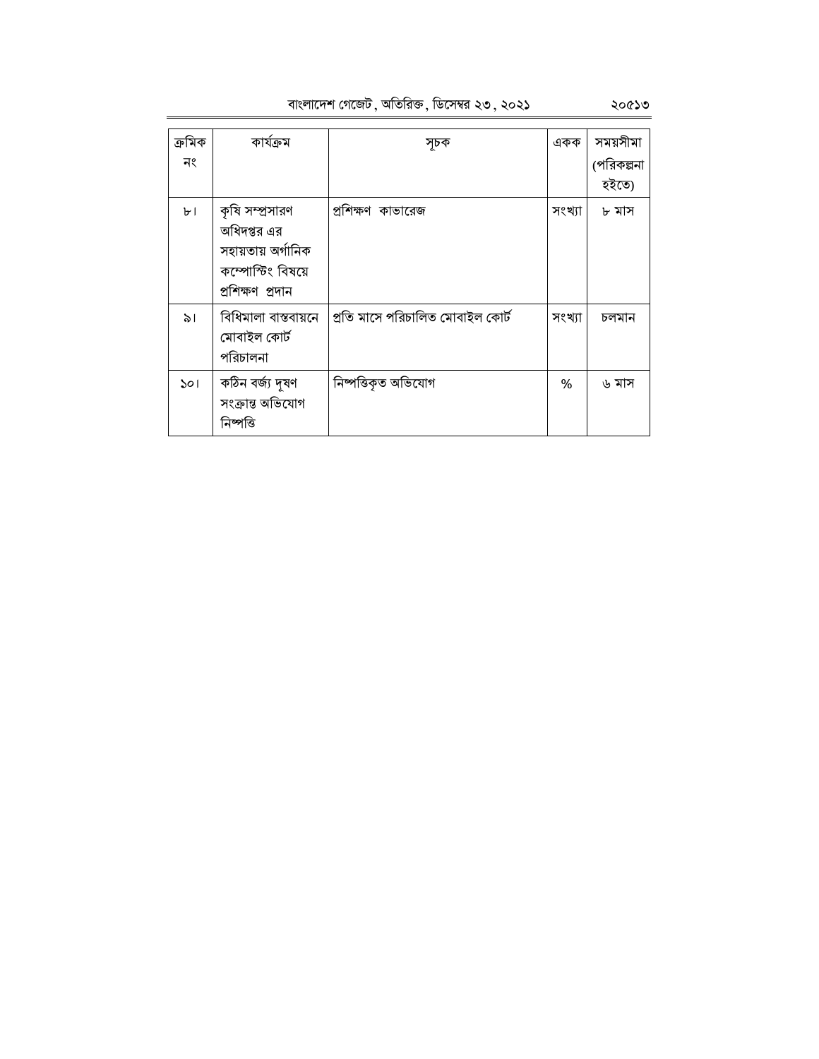| ক্রমিক নং | কার্যক্রম | সূচক | একক | সময়সীমা (পরিকল্পনা হইতে) |
|---|---|---|---|---|
| ৮। | কৃষি সম্প্রসারণ অধিদপ্তর এর সহায়তায় অর্গানিক কম্পোস্টিং বিষয়ে প্রশিক্ষণ প্রদান | প্রশিক্ষণ কাভারেজ | সংখ্যা | ৮ মাস |
| ৯। | বিধিমালা বাস্তবায়নে মোবাইল কোর্ট পরিচালনা | প্রতি মাসে পরিচালিত মোবাইল কোর্ট | সংখ্যা | চলমান |
| ১০। | কঠিন বর্জ্য দূষণ সংক্রান্ত অভিযোগ নিষ্পত্তি | নিষ্পত্তিকৃত অভিযোগ | % | ৬ মাস |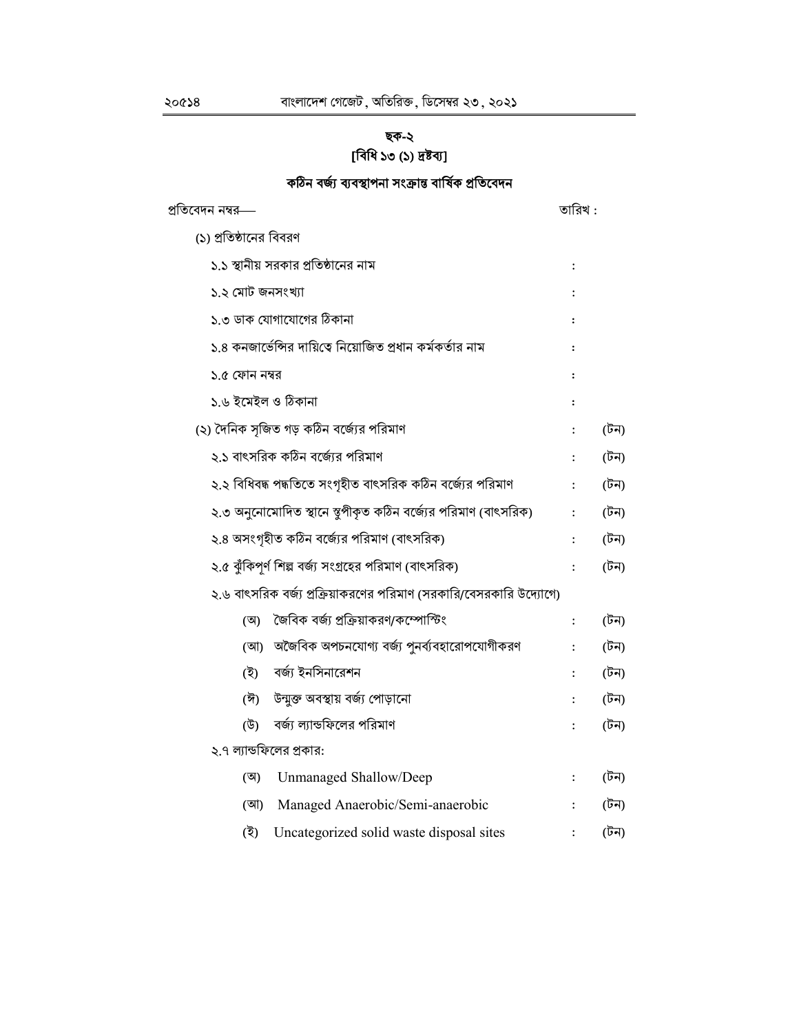## ছক-২
### [বিধি ১৩ (১) দ্রষ্টব্য]

### কঠিন বর্জ্য ব্যবস্থাপনা সংক্রান্ত বার্ষিক প্রতিবেদন

প্রতিবেদন নম্বর— তারিখ :

(১) প্রতিষ্ঠানের বিবরণ

| | | |
|---|---|---|
| ১.১ স্থানীয় সরকার প্রতিষ্ঠানের নাম | : | |
| ১.২ মোট জনসংখ্যা | : | |
| ১.৩ ডাক যোগাযোগের ঠিকানা | : | |
| ১.৪ কনজার্ভেন্সির দায়িত্বে নিয়োজিত প্রধান কর্মকর্তার নাম | : | |
| ১.৫ ফোন নম্বর | : | |
| ১.৬ ইমেইল ও ঠিকানা | : | |
| (২) দৈনিক সৃজিত গড় কঠিন বর্জ্যের পরিমাণ | : | (টন) |
| ২.১ বাৎসরিক কঠিন বর্জ্যের পরিমাণ | : | (টন) |
| ২.২ বিধিবদ্ধ পদ্ধতিতে সংগৃহীত বাৎসরিক কঠিন বর্জ্যের পরিমাণ | : | (টন) |
| ২.৩ অনুনোমোদিত স্থানে স্তুপীকৃত কঠিন বর্জ্যের পরিমাণ (বাৎসরিক) | : | (টন) |
| ২.৪ অসংগৃহীত কঠিন বর্জ্যের পরিমাণ (বাৎসরিক) | : | (টন) |
| ২.৫ ঝুঁকিপূর্ণ শিল্প বর্জ্য সংগ্রহের পরিমাণ (বাৎসরিক) | : | (টন) |
| ২.৬ বাৎসরিক বর্জ্য প্রক্রিয়াকরণের পরিমাণ (সরকারি/বেসরকারি উদ্যোগে) | | |
| (অ) জৈবিক বর্জ্য প্রক্রিয়াকরণ/কম্পোস্টিং | : | (টন) |
| (আ) অজৈবিক অপচনযোগ্য বর্জ্য পুনর্ব্যবহারোপযোগীকরণ | : | (টন) |
| (ই) বর্জ্য ইনসিনারেশন | : | (টন) |
| (ঈ) উন্মুক্ত অবস্থায় বর্জ্য পোড়ানো | : | (টন) |
| (উ) বর্জ্য ল্যান্ডফিলের পরিমাণ | : | (টন) |
| ২.৭ ল্যান্ডফিলের প্রকার: | | |
| (অ) Unmanaged Shallow/Deep | : | (টন) |
| (আ) Managed Anaerobic/Semi-anaerobic | : | (টন) |
| (ই) Uncategorized solid waste disposal sites | : | (টন) |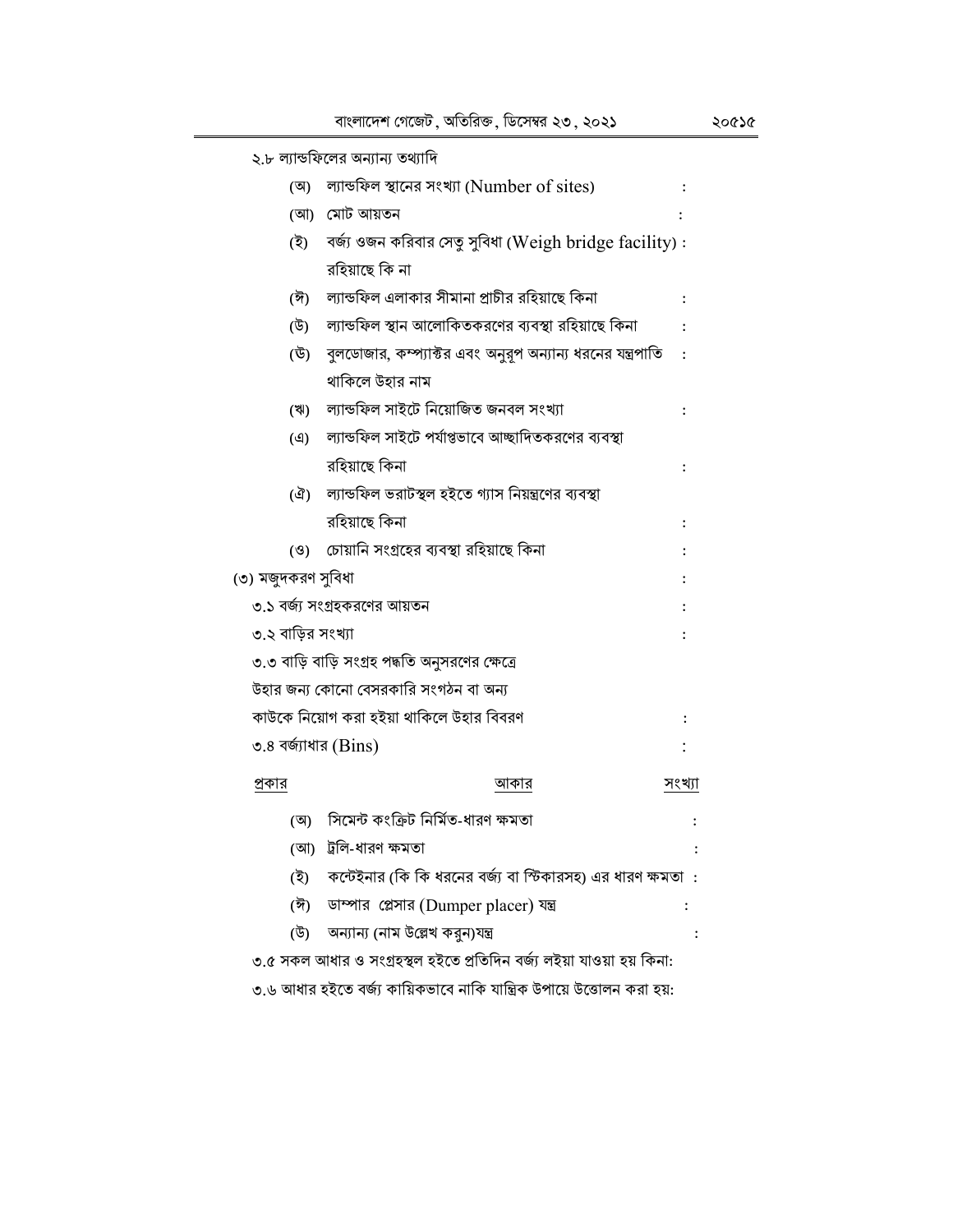২.৮ ল্যান্ডফিলের অন্যান্য তথ্যাদি

(অ) ল্যান্ডফিল স্থানের সংখ্যা (Number of sites) :

(আ) মোট আয়তন :

(ই) বর্জ্য ওজন করিবার সেতু সুবিধা (Weigh bridge facility) : রহিয়াছে কি না

(ঈ) ল্যান্ডফিল এলাকার সীমানা প্রাচীর রহিয়াছে কিনা :

(উ) ল্যান্ডফিল স্থান আলোকিতকরণের ব্যবস্থা রহিয়াছে কিনা :

(ঊ) বুলডোজার, কম্প্যাক্টর এবং অনুরূপ অন্যান্য ধরনের যন্ত্রপাতি থাকিলে উহার নাম :

(ঋ) ল্যান্ডফিল সাইটে নিয়োজিত জনবল সংখ্যা :

(এ) ল্যান্ডফিল সাইটে পর্যাপ্তভাবে আচ্ছাদিতকরণের ব্যবস্থা রহিয়াছে কিনা :

(ঐ) ল্যান্ডফিল ভরাটস্থল হইতে গ্যাস নিয়ন্ত্রণের ব্যবস্থা রহিয়াছে কিনা :

(ও) চোয়ানি সংগ্রহের ব্যবস্থা রহিয়াছে কিনা :

(৩) মজুদকরণ সুবিধা :

৩.১ বর্জ্য সংগ্রহকরণের আয়তন :

৩.২ বাড়ির সংখ্যা :

৩.৩ বাড়ি বাড়ি সংগ্রহ পদ্ধতি অনুসরণের ক্ষেত্রে উহার জন্য কোনো বেসরকারি সংগঠন বা অন্য কাউকে নিয়োগ করা হইয়া থাকিলে উহার বিবরণ :

৩.৪ বর্জ্যাধার (Bins) :

| প্রকার | আকার | সংখ্যা |
|---|---|---|
| (অ) সিমেন্ট কংক্রিট নির্মিত-ধারণ ক্ষমতা | | : |
| (আ) ট্রলি-ধারণ ক্ষমতা | | : |
| (ই) কন্টেইনার (কি কি ধরনের বর্জ্য বা স্টিকারসহ) এর ধারণ ক্ষমতা | | : |
| (ঈ) ডাম্পার প্লেসার (Dumper placer) যন্ত্র | | : |
| (উ) অন্যান্য (নাম উল্লেখ করুন)যন্ত্র | | : |

৩.৫ সকল আধার ও সংগ্রহস্থল হইতে প্রতিদিন বর্জ্য লইয়া যাওয়া হয় কিনা:

৩.৬ আধার হইতে বর্জ্য কায়িকভাবে নাকি যান্ত্রিক উপায়ে উত্তোলন করা হয়: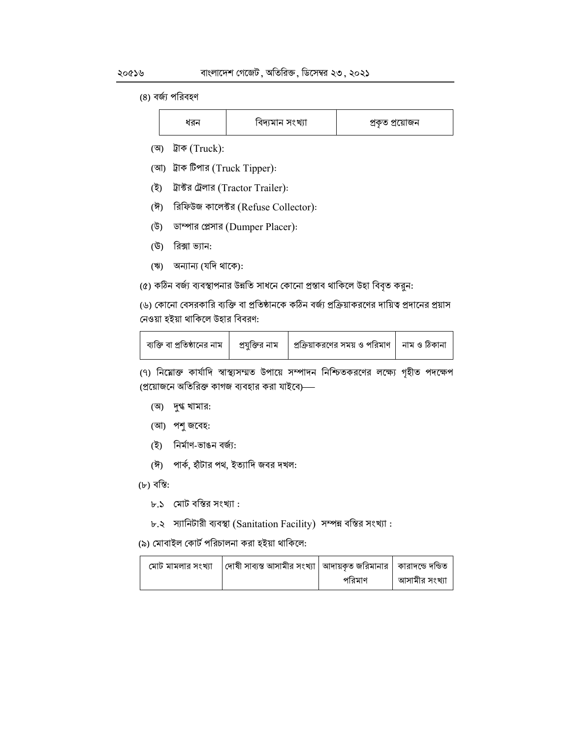(৪) বর্জ্য পরিবহণ

| ধরন | বিদ্যমান সংখ্যা | প্রকৃত প্রয়োজন |
|---|---|---|

(অ) ট্রাক (Truck):

(আ) ট্রাক টিপার (Truck Tipper):

(ই) ট্রাক্টর ট্রেলার (Tractor Trailer):

(ঈ) রিফিউজ কালেক্টর (Refuse Collector):

(উ) ডাম্পার প্লেসার (Dumper Placer):

(ঊ) রিক্সা ভ্যান:

(ঋ) অন্যান্য (যদি থাকে):

(৫) কঠিন বর্জ্য ব্যবস্থাপনার উন্নতি সাধনে কোনো প্রস্তাব থাকিলে উহা বিবৃত করুন:

(৬) কোনো বেসরকারি ব্যক্তি বা প্রতিষ্ঠানকে কঠিন বর্জ্য প্রক্রিয়াকরণের দায়িত্ব প্রদানের প্রয়াস নেওয়া হইয়া থাকিলে উহার বিবরণ:

| ব্যক্তি বা প্রতিষ্ঠানের নাম | প্রযুক্তির নাম | প্রক্রিয়াকরণের সময় ও পরিমাণ | নাম ও ঠিকানা |
|---|---|---|---|

(৭) নিম্নোক্ত কার্যাদি স্বাস্থ্যসম্মত উপায়ে সম্পাদন নিশ্চিতকরণের লক্ষ্যে গৃহীত পদক্ষেপ (প্রয়োজনে অতিরিক্ত কাগজ ব্যবহার করা যাইবে)—

(অ) দুগ্ধ খামার:

(আ) পশু জবেহ:

(ই) নির্মাণ-ভাঙন বর্জ্য:

(ঈ) পার্ক, হাঁটার পথ, ইত্যাদি জবর দখল:

(৮) বস্তি:

৮.১ মোট বস্তির সংখ্যা :

৮.২ স্যানিটারী ব্যবস্থা (Sanitation Facility) সম্পন্ন বস্তির সংখ্যা :

(৯) মোবাইল কোর্ট পরিচালনা করা হইয়া থাকিলে:

| মোট মামলার সংখ্যা | দোষী সাব্যস্ত আসামীর সংখ্যা | আদায়কৃত জরিমানার পরিমাণ | কারাদণ্ডে দণ্ডিত আসামীর সংখ্যা |
|---|---|---|---|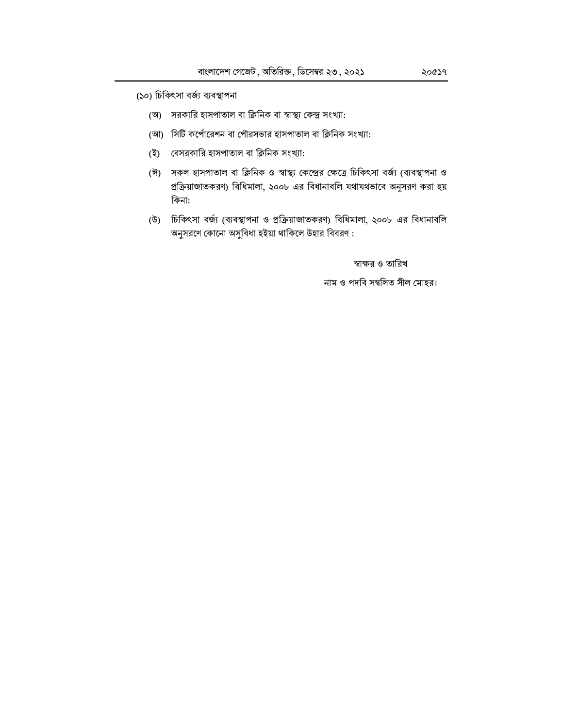(১০) চিকিৎসা বর্জ্য ব্যবস্থাপনা

(অ) সরকারি হাসপাতাল বা ক্লিনিক বা স্বাস্থ্য কেন্দ্র সংখ্যা:

(আ) সিটি কর্পোরেশন বা পৌরসভার হাসপাতাল বা ক্লিনিক সংখ্যা:

(ই) বেসরকারি হাসপাতাল বা ক্লিনিক সংখ্যা:

(ঈ) সকল হাসপাতাল বা ক্লিনিক ও স্বাস্থ্য কেন্দ্রের ক্ষেত্রে চিকিৎসা বর্জ্য (ব্যবস্থাপনা ও প্রক্রিয়াজাতকরণ) বিধিমালা, ২০০৮ এর বিধানাবলি যথাযথভাবে অনুসরণ করা হয় কিনা:

(উ) চিকিৎসা বর্জ্য (ব্যবস্থাপনা ও প্রক্রিয়াজাতকরণ) বিধিমালা, ২০০৮ এর বিধানাবলি অনুসরণে কোনো অসুবিধা হইয়া থাকিলে উহার বিবরণ :

স্বাক্ষর ও তারিখ

নাম ও পদবি সম্বলিত সীল মোহর।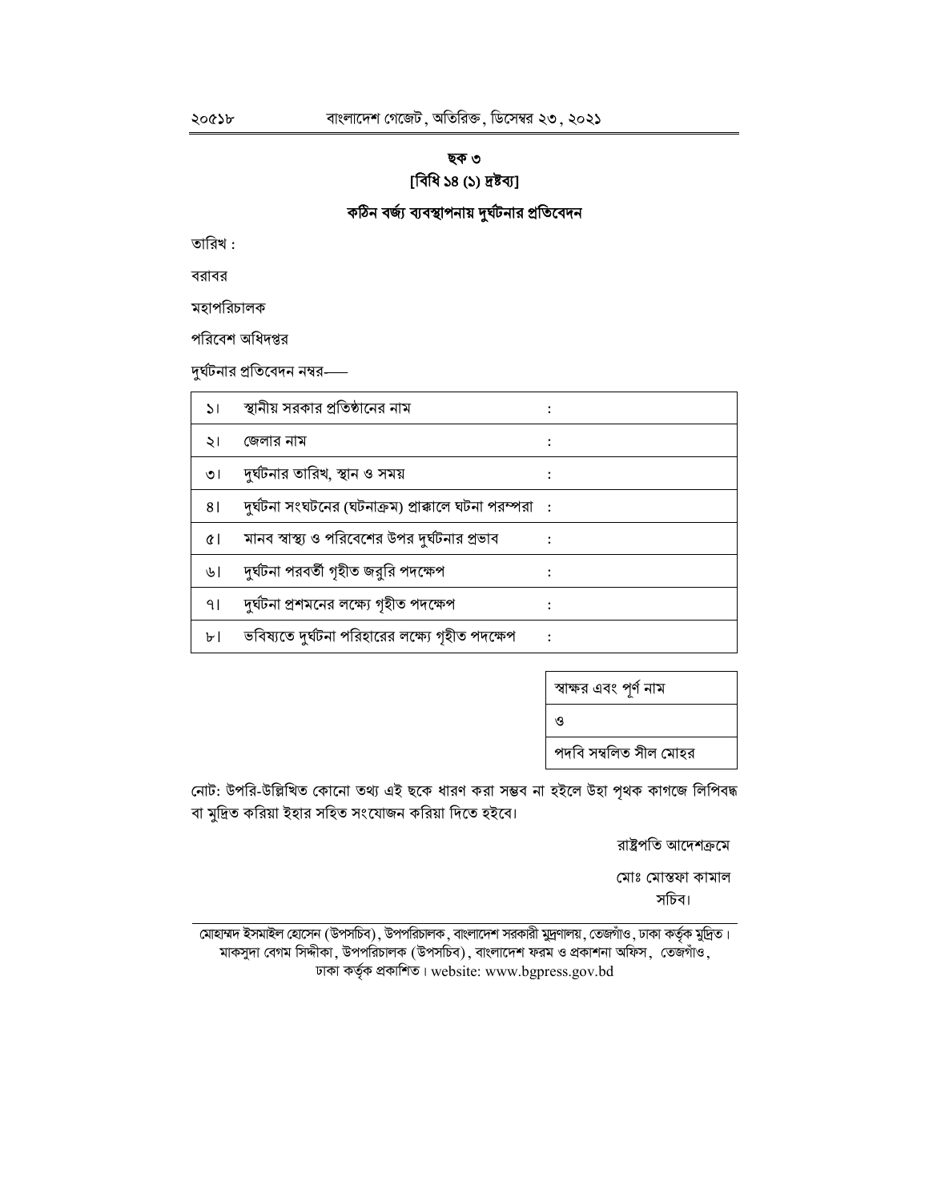## ছক ৩
**[বিধি ১৪ (১) দ্রষ্টব্য]**

### কঠিন বর্জ্য ব্যবস্থাপনায় দুর্ঘটনার প্রতিবেদন

তারিখ :

বরাবর

মহাপরিচালক

পরিবেশ অধিদপ্তর

দুর্ঘটনার প্রতিবেদন নম্বর——

| | | | |
|---|---|---|---|
| ১। | স্থানীয় সরকার প্রতিষ্ঠানের নাম | : | |
| ২। | জেলার নাম | : | |
| ৩। | দুর্ঘটনার তারিখ, স্থান ও সময় | : | |
| ৪। | দুর্ঘটনা সংঘটনের (ঘটনাক্রম) প্রাক্কালে ঘটনা পরম্পরা | : | |
| ৫। | মানব স্বাস্থ্য ও পরিবেশের উপর দুর্ঘটনার প্রভাব | : | |
| ৬। | দুর্ঘটনা পরবর্তী গৃহীত জরুরি পদক্ষেপ | : | |
| ৭। | দুর্ঘটনা প্রশমনের লক্ষ্যে গৃহীত পদক্ষেপ | : | |
| ৮। | ভবিষ্যতে দুর্ঘটনা পরিহারের লক্ষ্যে গৃহীত পদক্ষেপ | : | |

| |
|---|
| স্বাক্ষর এবং পূর্ণ নাম |
| ও |
| পদবি সম্বলিত সীল মোহর |

নোট: উপরি-উল্লিখিত কোনো তথ্য এই ছকে ধারণ করা সম্ভব না হইলে উহা পৃথক কাগজে লিপিবদ্ধ বা মুদ্রিত করিয়া ইহার সহিত সংযোজন করিয়া দিতে হইবে।

রাষ্ট্রপতি আদেশক্রমে

মোঃ মোস্তফা কামাল
সচিব।

---

মোহাম্মদ ইসমাইল হোসেন (উপসচিব), উপপরিচালক, বাংলাদেশ সরকারী মুদ্রণালয়, তেজগাঁও, ঢাকা কর্তৃক মুদ্রিত।
মাকসুদা বেগম সিদ্দীকা, উপপরিচালক (উপসচিব), বাংলাদেশ ফরম ও প্রকাশনা অফিস, তেজগাঁও, ঢাকা কর্তৃক প্রকাশিত। website: www.bgpress.gov.bd